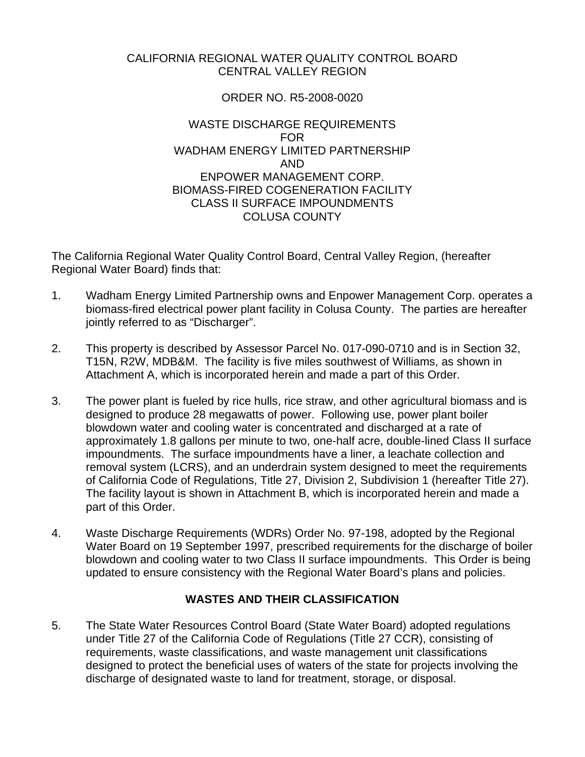CALIFORNIA REGIONAL WATER QUALITY CONTROL BOARD
CENTRAL VALLEY REGION

ORDER NO. R5-2008-0020

WASTE DISCHARGE REQUIREMENTS
FOR
WADHAM ENERGY LIMITED PARTNERSHIP
AND
ENPOWER MANAGEMENT CORP.
BIOMASS-FIRED COGENERATION FACILITY
CLASS II SURFACE IMPOUNDMENTS
COLUSA COUNTY

The California Regional Water Quality Control Board, Central Valley Region, (hereafter Regional Water Board) finds that:

1. Wadham Energy Limited Partnership owns and Enpower Management Corp. operates a biomass-fired electrical power plant facility in Colusa County. The parties are hereafter jointly referred to as "Discharger".

2. This property is described by Assessor Parcel No. 017-090-0710 and is in Section 32, T15N, R2W, MDB&M. The facility is five miles southwest of Williams, as shown in Attachment A, which is incorporated herein and made a part of this Order.

3. The power plant is fueled by rice hulls, rice straw, and other agricultural biomass and is designed to produce 28 megawatts of power. Following use, power plant boiler blowdown water and cooling water is concentrated and discharged at a rate of approximately 1.8 gallons per minute to two, one-half acre, double-lined Class II surface impoundments. The surface impoundments have a liner, a leachate collection and removal system (LCRS), and an underdrain system designed to meet the requirements of California Code of Regulations, Title 27, Division 2, Subdivision 1 (hereafter Title 27). The facility layout is shown in Attachment B, which is incorporated herein and made a part of this Order.

4. Waste Discharge Requirements (WDRs) Order No. 97-198, adopted by the Regional Water Board on 19 September 1997, prescribed requirements for the discharge of boiler blowdown and cooling water to two Class II surface impoundments. This Order is being updated to ensure consistency with the Regional Water Board's plans and policies.

## WASTES AND THEIR CLASSIFICATION

5. The State Water Resources Control Board (State Water Board) adopted regulations under Title 27 of the California Code of Regulations (Title 27 CCR), consisting of requirements, waste classifications, and waste management unit classifications designed to protect the beneficial uses of waters of the state for projects involving the discharge of designated waste to land for treatment, storage, or disposal.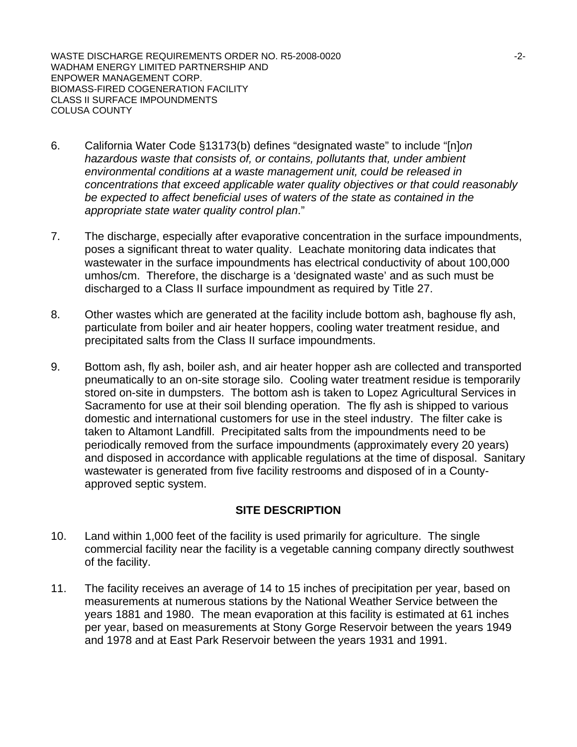6. California Water Code §13173(b) defines "designated waste" to include "[n]*on hazardous waste that consists of, or contains, pollutants that, under ambient environmental conditions at a waste management unit, could be released in concentrations that exceed applicable water quality objectives or that could reasonably be expected to affect beneficial uses of waters of the state as contained in the appropriate state water quality control plan*."

7. The discharge, especially after evaporative concentration in the surface impoundments, poses a significant threat to water quality. Leachate monitoring data indicates that wastewater in the surface impoundments has electrical conductivity of about 100,000 umhos/cm. Therefore, the discharge is a 'designated waste' and as such must be discharged to a Class II surface impoundment as required by Title 27.

8. Other wastes which are generated at the facility include bottom ash, baghouse fly ash, particulate from boiler and air heater hoppers, cooling water treatment residue, and precipitated salts from the Class II surface impoundments.

9. Bottom ash, fly ash, boiler ash, and air heater hopper ash are collected and transported pneumatically to an on-site storage silo. Cooling water treatment residue is temporarily stored on-site in dumpsters. The bottom ash is taken to Lopez Agricultural Services in Sacramento for use at their soil blending operation. The fly ash is shipped to various domestic and international customers for use in the steel industry. The filter cake is taken to Altamont Landfill. Precipitated salts from the impoundments need to be periodically removed from the surface impoundments (approximately every 20 years) and disposed in accordance with applicable regulations at the time of disposal. Sanitary wastewater is generated from five facility restrooms and disposed of in a County-approved septic system.

## SITE DESCRIPTION

10. Land within 1,000 feet of the facility is used primarily for agriculture. The single commercial facility near the facility is a vegetable canning company directly southwest of the facility.

11. The facility receives an average of 14 to 15 inches of precipitation per year, based on measurements at numerous stations by the National Weather Service between the years 1881 and 1980. The mean evaporation at this facility is estimated at 61 inches per year, based on measurements at Stony Gorge Reservoir between the years 1949 and 1978 and at East Park Reservoir between the years 1931 and 1991.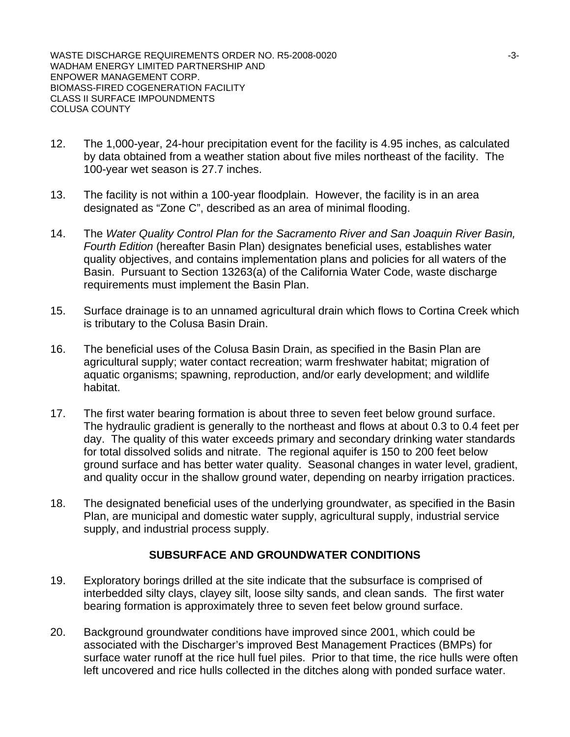12. The 1,000-year, 24-hour precipitation event for the facility is 4.95 inches, as calculated by data obtained from a weather station about five miles northeast of the facility. The 100-year wet season is 27.7 inches.

13. The facility is not within a 100-year floodplain. However, the facility is in an area designated as "Zone C", described as an area of minimal flooding.

14. The *Water Quality Control Plan for the Sacramento River and San Joaquin River Basin, Fourth Edition* (hereafter Basin Plan) designates beneficial uses, establishes water quality objectives, and contains implementation plans and policies for all waters of the Basin. Pursuant to Section 13263(a) of the California Water Code, waste discharge requirements must implement the Basin Plan.

15. Surface drainage is to an unnamed agricultural drain which flows to Cortina Creek which is tributary to the Colusa Basin Drain.

16. The beneficial uses of the Colusa Basin Drain, as specified in the Basin Plan are agricultural supply; water contact recreation; warm freshwater habitat; migration of aquatic organisms; spawning, reproduction, and/or early development; and wildlife habitat.

17. The first water bearing formation is about three to seven feet below ground surface. The hydraulic gradient is generally to the northeast and flows at about 0.3 to 0.4 feet per day. The quality of this water exceeds primary and secondary drinking water standards for total dissolved solids and nitrate. The regional aquifer is 150 to 200 feet below ground surface and has better water quality. Seasonal changes in water level, gradient, and quality occur in the shallow ground water, depending on nearby irrigation practices.

18. The designated beneficial uses of the underlying groundwater, as specified in the Basin Plan, are municipal and domestic water supply, agricultural supply, industrial service supply, and industrial process supply.

## SUBSURFACE AND GROUNDWATER CONDITIONS

19. Exploratory borings drilled at the site indicate that the subsurface is comprised of interbedded silty clays, clayey silt, loose silty sands, and clean sands. The first water bearing formation is approximately three to seven feet below ground surface.

20. Background groundwater conditions have improved since 2001, which could be associated with the Discharger's improved Best Management Practices (BMPs) for surface water runoff at the rice hull fuel piles. Prior to that time, the rice hulls were often left uncovered and rice hulls collected in the ditches along with ponded surface water.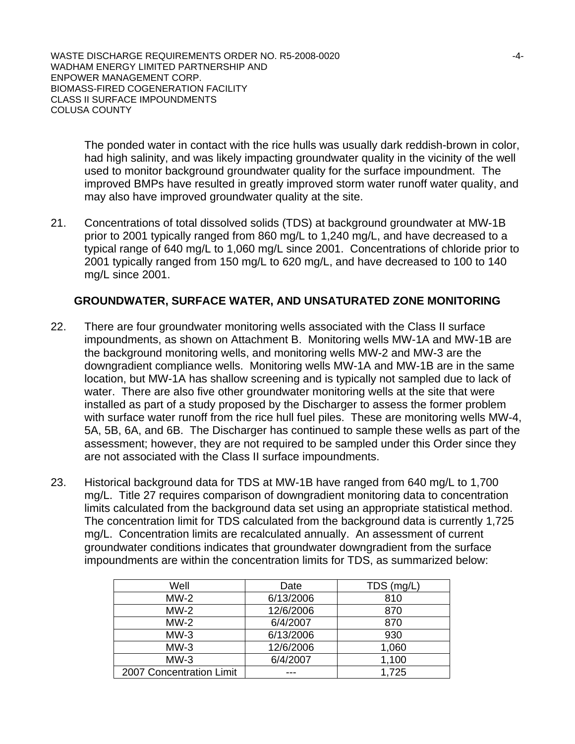The ponded water in contact with the rice hulls was usually dark reddish-brown in color, had high salinity, and was likely impacting groundwater quality in the vicinity of the well used to monitor background groundwater quality for the surface impoundment. The improved BMPs have resulted in greatly improved storm water runoff water quality, and may also have improved groundwater quality at the site.

21. Concentrations of total dissolved solids (TDS) at background groundwater at MW-1B prior to 2001 typically ranged from 860 mg/L to 1,240 mg/L, and have decreased to a typical range of 640 mg/L to 1,060 mg/L since 2001. Concentrations of chloride prior to 2001 typically ranged from 150 mg/L to 620 mg/L, and have decreased to 100 to 140 mg/L since 2001.

## GROUNDWATER, SURFACE WATER, AND UNSATURATED ZONE MONITORING

22. There are four groundwater monitoring wells associated with the Class II surface impoundments, as shown on Attachment B. Monitoring wells MW-1A and MW-1B are the background monitoring wells, and monitoring wells MW-2 and MW-3 are the downgradient compliance wells. Monitoring wells MW-1A and MW-1B are in the same location, but MW-1A has shallow screening and is typically not sampled due to lack of water. There are also five other groundwater monitoring wells at the site that were installed as part of a study proposed by the Discharger to assess the former problem with surface water runoff from the rice hull fuel piles. These are monitoring wells MW-4, 5A, 5B, 6A, and 6B. The Discharger has continued to sample these wells as part of the assessment; however, they are not required to be sampled under this Order since they are not associated with the Class II surface impoundments.

23. Historical background data for TDS at MW-1B have ranged from 640 mg/L to 1,700 mg/L. Title 27 requires comparison of downgradient monitoring data to concentration limits calculated from the background data set using an appropriate statistical method. The concentration limit for TDS calculated from the background data is currently 1,725 mg/L. Concentration limits are recalculated annually. An assessment of current groundwater conditions indicates that groundwater downgradient from the surface impoundments are within the concentration limits for TDS, as summarized below:

| Well | Date | TDS (mg/L) |
|---|---|---|
| MW-2 | 6/13/2006 | 810 |
| MW-2 | 12/6/2006 | 870 |
| MW-2 | 6/4/2007 | 870 |
| MW-3 | 6/13/2006 | 930 |
| MW-3 | 12/6/2006 | 1,060 |
| MW-3 | 6/4/2007 | 1,100 |
| 2007 Concentration Limit | --- | 1,725 |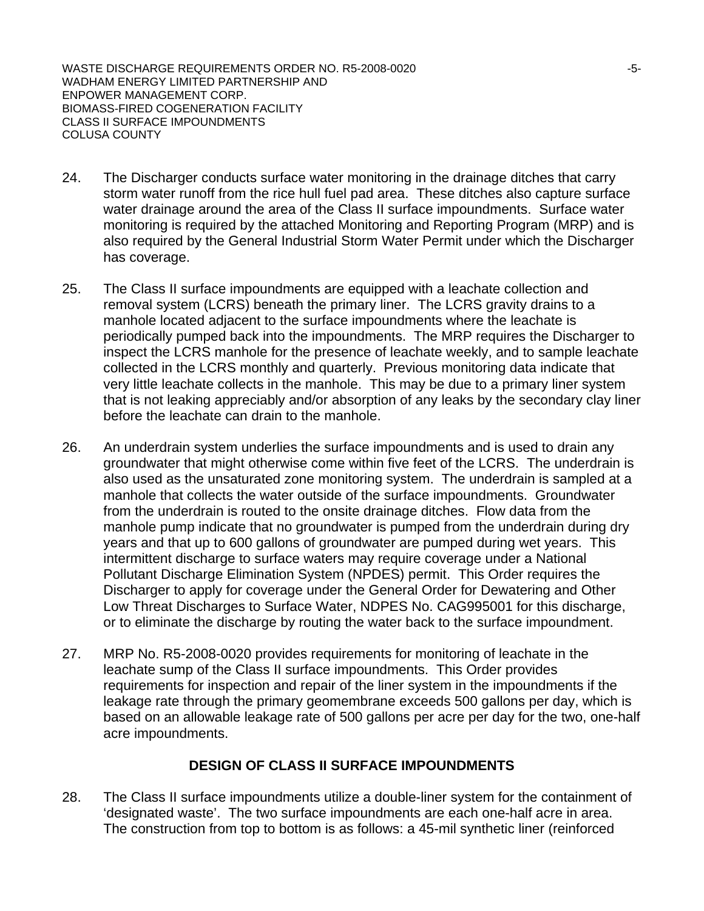24. The Discharger conducts surface water monitoring in the drainage ditches that carry storm water runoff from the rice hull fuel pad area. These ditches also capture surface water drainage around the area of the Class II surface impoundments. Surface water monitoring is required by the attached Monitoring and Reporting Program (MRP) and is also required by the General Industrial Storm Water Permit under which the Discharger has coverage.

25. The Class II surface impoundments are equipped with a leachate collection and removal system (LCRS) beneath the primary liner. The LCRS gravity drains to a manhole located adjacent to the surface impoundments where the leachate is periodically pumped back into the impoundments. The MRP requires the Discharger to inspect the LCRS manhole for the presence of leachate weekly, and to sample leachate collected in the LCRS monthly and quarterly. Previous monitoring data indicate that very little leachate collects in the manhole. This may be due to a primary liner system that is not leaking appreciably and/or absorption of any leaks by the secondary clay liner before the leachate can drain to the manhole.

26. An underdrain system underlies the surface impoundments and is used to drain any groundwater that might otherwise come within five feet of the LCRS. The underdrain is also used as the unsaturated zone monitoring system. The underdrain is sampled at a manhole that collects the water outside of the surface impoundments. Groundwater from the underdrain is routed to the onsite drainage ditches. Flow data from the manhole pump indicate that no groundwater is pumped from the underdrain during dry years and that up to 600 gallons of groundwater are pumped during wet years. This intermittent discharge to surface waters may require coverage under a National Pollutant Discharge Elimination System (NPDES) permit. This Order requires the Discharger to apply for coverage under the General Order for Dewatering and Other Low Threat Discharges to Surface Water, NDPES No. CAG995001 for this discharge, or to eliminate the discharge by routing the water back to the surface impoundment.

27. MRP No. R5-2008-0020 provides requirements for monitoring of leachate in the leachate sump of the Class II surface impoundments. This Order provides requirements for inspection and repair of the liner system in the impoundments if the leakage rate through the primary geomembrane exceeds 500 gallons per day, which is based on an allowable leakage rate of 500 gallons per acre per day for the two, one-half acre impoundments.

## DESIGN OF CLASS II SURFACE IMPOUNDMENTS

28. The Class II surface impoundments utilize a double-liner system for the containment of 'designated waste'. The two surface impoundments are each one-half acre in area. The construction from top to bottom is as follows: a 45-mil synthetic liner (reinforced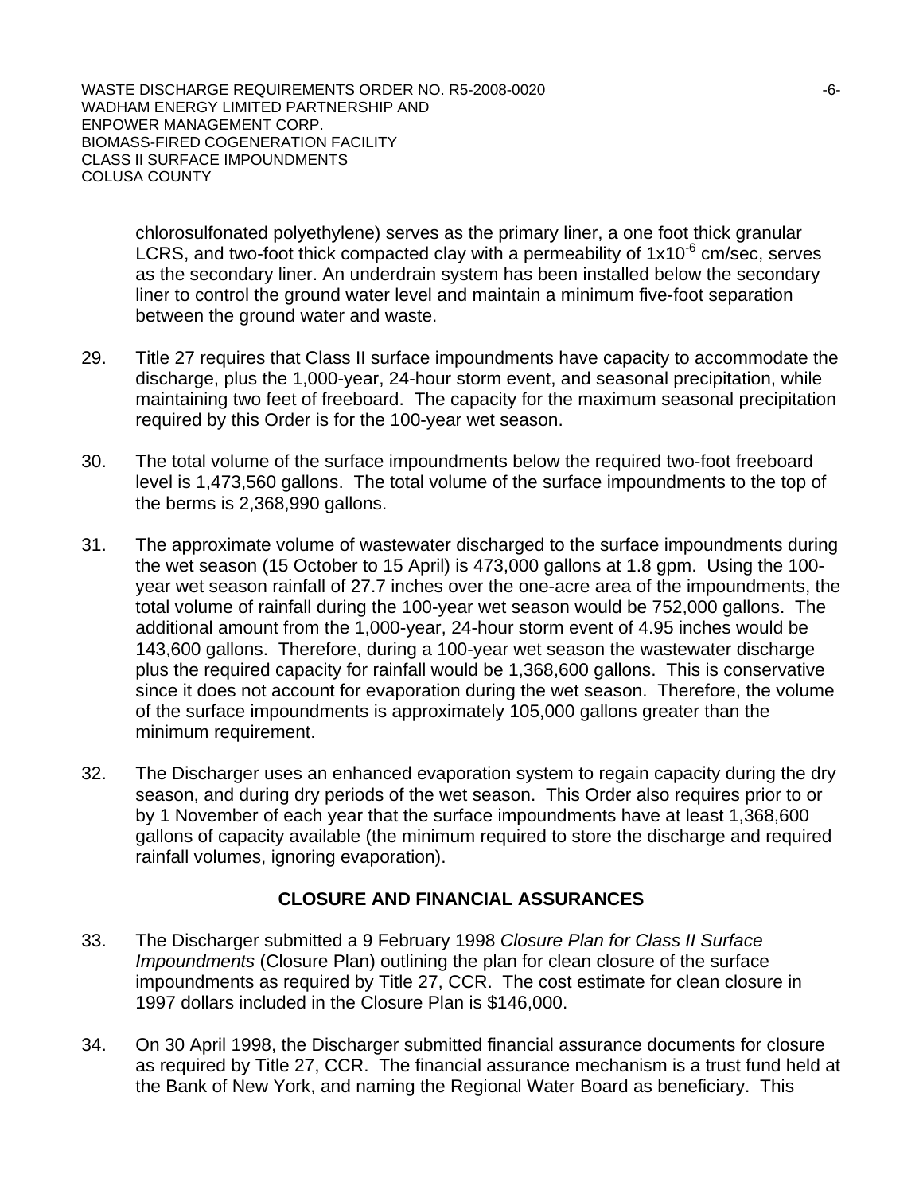chlorosulfonated polyethylene) serves as the primary liner, a one foot thick granular LCRS, and two-foot thick compacted clay with a permeability of $1x10^{-6}$ cm/sec, serves as the secondary liner. An underdrain system has been installed below the secondary liner to control the ground water level and maintain a minimum five-foot separation between the ground water and waste.

29. Title 27 requires that Class II surface impoundments have capacity to accommodate the discharge, plus the 1,000-year, 24-hour storm event, and seasonal precipitation, while maintaining two feet of freeboard. The capacity for the maximum seasonal precipitation required by this Order is for the 100-year wet season.

30. The total volume of the surface impoundments below the required two-foot freeboard level is 1,473,560 gallons. The total volume of the surface impoundments to the top of the berms is 2,368,990 gallons.

31. The approximate volume of wastewater discharged to the surface impoundments during the wet season (15 October to 15 April) is 473,000 gallons at 1.8 gpm. Using the 100-year wet season rainfall of 27.7 inches over the one-acre area of the impoundments, the total volume of rainfall during the 100-year wet season would be 752,000 gallons. The additional amount from the 1,000-year, 24-hour storm event of 4.95 inches would be 143,600 gallons. Therefore, during a 100-year wet season the wastewater discharge plus the required capacity for rainfall would be 1,368,600 gallons. This is conservative since it does not account for evaporation during the wet season. Therefore, the volume of the surface impoundments is approximately 105,000 gallons greater than the minimum requirement.

32. The Discharger uses an enhanced evaporation system to regain capacity during the dry season, and during dry periods of the wet season. This Order also requires prior to or by 1 November of each year that the surface impoundments have at least 1,368,600 gallons of capacity available (the minimum required to store the discharge and required rainfall volumes, ignoring evaporation).

## CLOSURE AND FINANCIAL ASSURANCES

33. The Discharger submitted a 9 February 1998 *Closure Plan for Class II Surface Impoundments* (Closure Plan) outlining the plan for clean closure of the surface impoundments as required by Title 27, CCR. The cost estimate for clean closure in 1997 dollars included in the Closure Plan is $146,000.

34. On 30 April 1998, the Discharger submitted financial assurance documents for closure as required by Title 27, CCR. The financial assurance mechanism is a trust fund held at the Bank of New York, and naming the Regional Water Board as beneficiary. This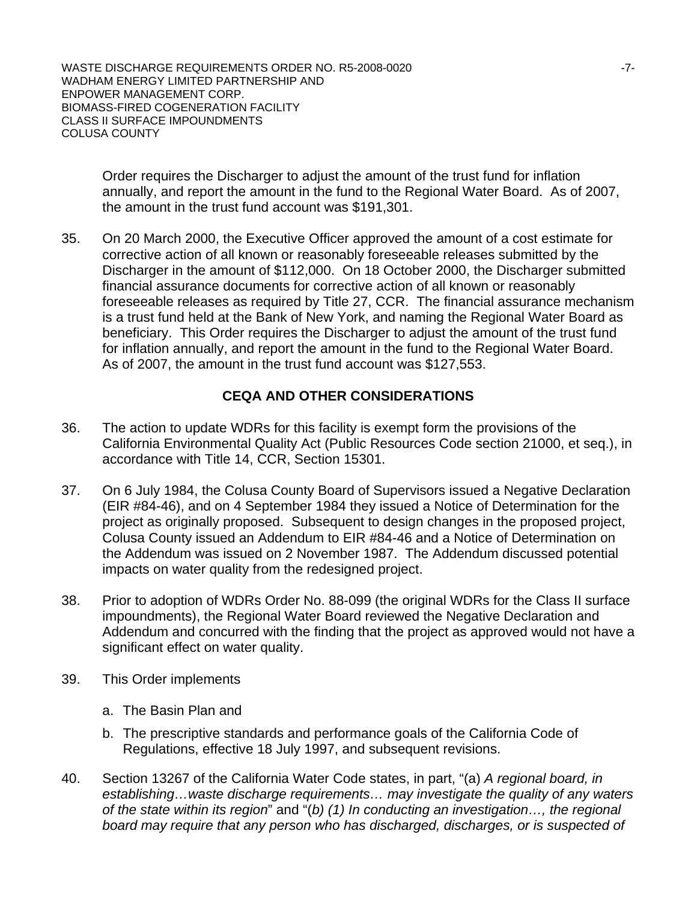Order requires the Discharger to adjust the amount of the trust fund for inflation annually, and report the amount in the fund to the Regional Water Board. As of 2007, the amount in the trust fund account was $191,301.

35. On 20 March 2000, the Executive Officer approved the amount of a cost estimate for corrective action of all known or reasonably foreseeable releases submitted by the Discharger in the amount of $112,000. On 18 October 2000, the Discharger submitted financial assurance documents for corrective action of all known or reasonably foreseeable releases as required by Title 27, CCR. The financial assurance mechanism is a trust fund held at the Bank of New York, and naming the Regional Water Board as beneficiary. This Order requires the Discharger to adjust the amount of the trust fund for inflation annually, and report the amount in the fund to the Regional Water Board. As of 2007, the amount in the trust fund account was $127,553.

## CEQA AND OTHER CONSIDERATIONS

36. The action to update WDRs for this facility is exempt form the provisions of the California Environmental Quality Act (Public Resources Code section 21000, et seq.), in accordance with Title 14, CCR, Section 15301.

37. On 6 July 1984, the Colusa County Board of Supervisors issued a Negative Declaration (EIR #84-46), and on 4 September 1984 they issued a Notice of Determination for the project as originally proposed. Subsequent to design changes in the proposed project, Colusa County issued an Addendum to EIR #84-46 and a Notice of Determination on the Addendum was issued on 2 November 1987. The Addendum discussed potential impacts on water quality from the redesigned project.

38. Prior to adoption of WDRs Order No. 88-099 (the original WDRs for the Class II surface impoundments), the Regional Water Board reviewed the Negative Declaration and Addendum and concurred with the finding that the project as approved would not have a significant effect on water quality.

39. This Order implements

    a. The Basin Plan and

    b. The prescriptive standards and performance goals of the California Code of Regulations, effective 18 July 1997, and subsequent revisions.

40. Section 13267 of the California Water Code states, in part, "(a) *A regional board, in establishing…waste discharge requirements… may investigate the quality of any waters of the state within its region*" and "(*b) (1) In conducting an investigation…, the regional board may require that any person who has discharged, discharges, or is suspected of*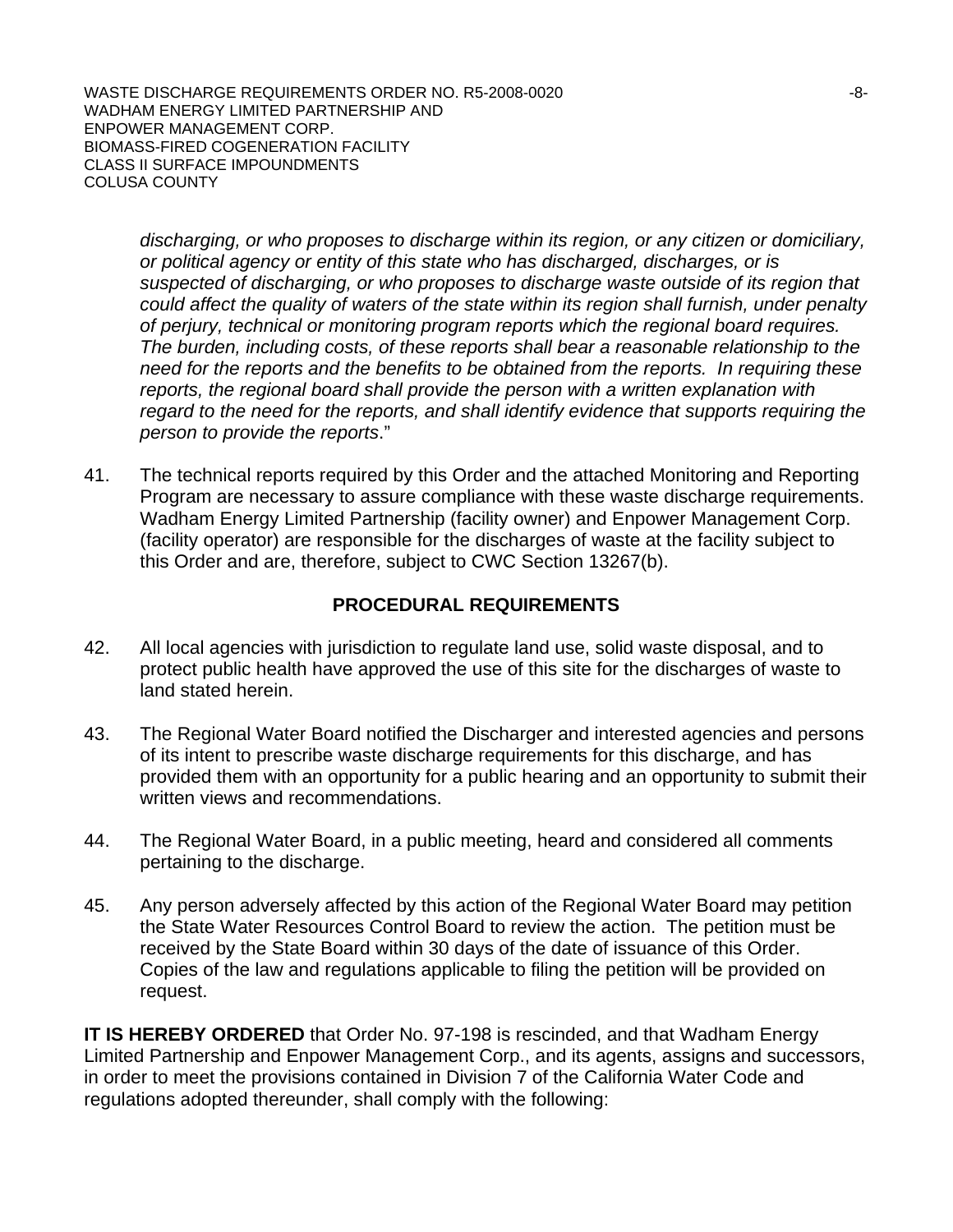*discharging, or who proposes to discharge within its region, or any citizen or domiciliary, or political agency or entity of this state who has discharged, discharges, or is suspected of discharging, or who proposes to discharge waste outside of its region that could affect the quality of waters of the state within its region shall furnish, under penalty of perjury, technical or monitoring program reports which the regional board requires. The burden, including costs, of these reports shall bear a reasonable relationship to the need for the reports and the benefits to be obtained from the reports. In requiring these reports, the regional board shall provide the person with a written explanation with regard to the need for the reports, and shall identify evidence that supports requiring the person to provide the reports*."

41. The technical reports required by this Order and the attached Monitoring and Reporting Program are necessary to assure compliance with these waste discharge requirements. Wadham Energy Limited Partnership (facility owner) and Enpower Management Corp. (facility operator) are responsible for the discharges of waste at the facility subject to this Order and are, therefore, subject to CWC Section 13267(b).

## PROCEDURAL REQUIREMENTS

42. All local agencies with jurisdiction to regulate land use, solid waste disposal, and to protect public health have approved the use of this site for the discharges of waste to land stated herein.

43. The Regional Water Board notified the Discharger and interested agencies and persons of its intent to prescribe waste discharge requirements for this discharge, and has provided them with an opportunity for a public hearing and an opportunity to submit their written views and recommendations.

44. The Regional Water Board, in a public meeting, heard and considered all comments pertaining to the discharge.

45. Any person adversely affected by this action of the Regional Water Board may petition the State Water Resources Control Board to review the action. The petition must be received by the State Board within 30 days of the date of issuance of this Order. Copies of the law and regulations applicable to filing the petition will be provided on request.

**IT IS HEREBY ORDERED** that Order No. 97-198 is rescinded, and that Wadham Energy Limited Partnership and Enpower Management Corp., and its agents, assigns and successors, in order to meet the provisions contained in Division 7 of the California Water Code and regulations adopted thereunder, shall comply with the following: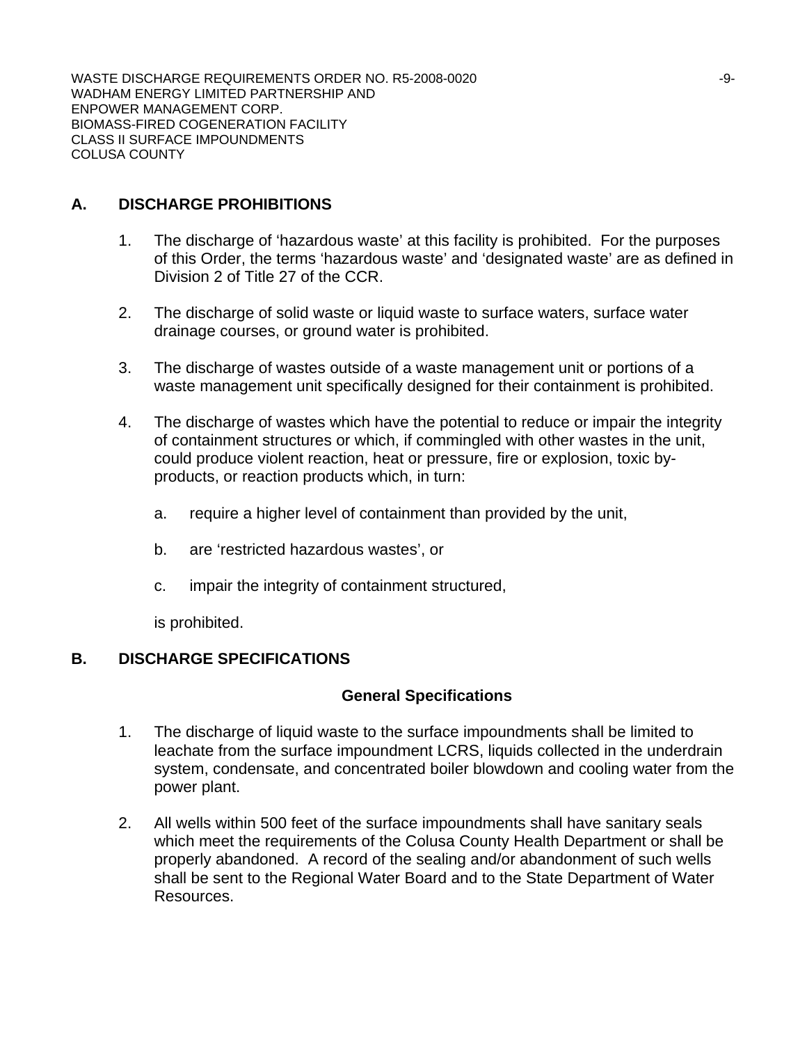## A. DISCHARGE PROHIBITIONS

1. The discharge of 'hazardous waste' at this facility is prohibited. For the purposes of this Order, the terms 'hazardous waste' and 'designated waste' are as defined in Division 2 of Title 27 of the CCR.

2. The discharge of solid waste or liquid waste to surface waters, surface water drainage courses, or ground water is prohibited.

3. The discharge of wastes outside of a waste management unit or portions of a waste management unit specifically designed for their containment is prohibited.

4. The discharge of wastes which have the potential to reduce or impair the integrity of containment structures or which, if commingled with other wastes in the unit, could produce violent reaction, heat or pressure, fire or explosion, toxic by-products, or reaction products which, in turn:

   a. require a higher level of containment than provided by the unit,

   b. are 'restricted hazardous wastes', or

   c. impair the integrity of containment structured,

   is prohibited.

## B. DISCHARGE SPECIFICATIONS

### General Specifications

1. The discharge of liquid waste to the surface impoundments shall be limited to leachate from the surface impoundment LCRS, liquids collected in the underdrain system, condensate, and concentrated boiler blowdown and cooling water from the power plant.

2. All wells within 500 feet of the surface impoundments shall have sanitary seals which meet the requirements of the Colusa County Health Department or shall be properly abandoned. A record of the sealing and/or abandonment of such wells shall be sent to the Regional Water Board and to the State Department of Water Resources.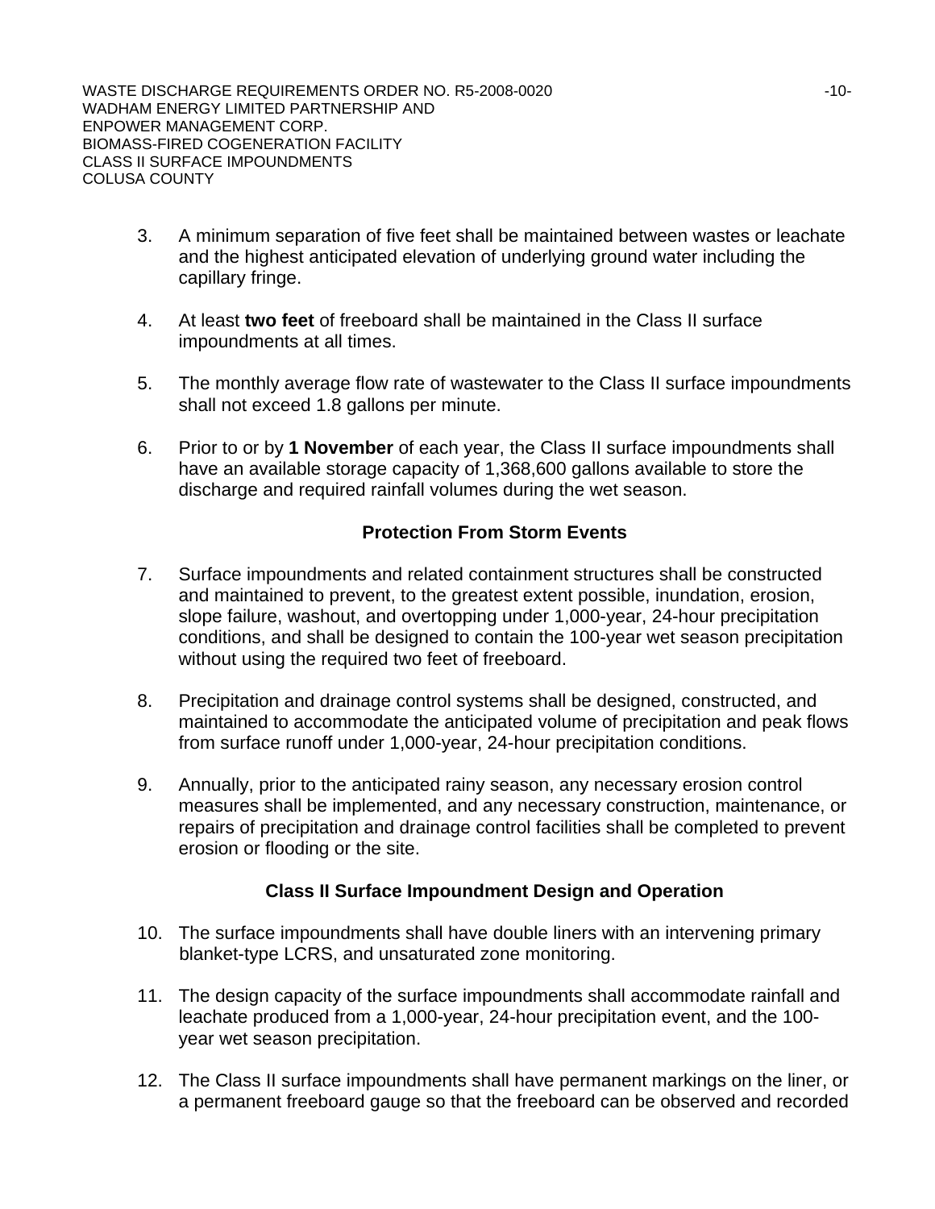3. A minimum separation of five feet shall be maintained between wastes or leachate and the highest anticipated elevation of underlying ground water including the capillary fringe.

4. At least **two feet** of freeboard shall be maintained in the Class II surface impoundments at all times.

5. The monthly average flow rate of wastewater to the Class II surface impoundments shall not exceed 1.8 gallons per minute.

6. Prior to or by **1 November** of each year, the Class II surface impoundments shall have an available storage capacity of 1,368,600 gallons available to store the discharge and required rainfall volumes during the wet season.

### Protection From Storm Events

7. Surface impoundments and related containment structures shall be constructed and maintained to prevent, to the greatest extent possible, inundation, erosion, slope failure, washout, and overtopping under 1,000-year, 24-hour precipitation conditions, and shall be designed to contain the 100-year wet season precipitation without using the required two feet of freeboard.

8. Precipitation and drainage control systems shall be designed, constructed, and maintained to accommodate the anticipated volume of precipitation and peak flows from surface runoff under 1,000-year, 24-hour precipitation conditions.

9. Annually, prior to the anticipated rainy season, any necessary erosion control measures shall be implemented, and any necessary construction, maintenance, or repairs of precipitation and drainage control facilities shall be completed to prevent erosion or flooding or the site.

### Class II Surface Impoundment Design and Operation

10. The surface impoundments shall have double liners with an intervening primary blanket-type LCRS, and unsaturated zone monitoring.

11. The design capacity of the surface impoundments shall accommodate rainfall and leachate produced from a 1,000-year, 24-hour precipitation event, and the 100-year wet season precipitation.

12. The Class II surface impoundments shall have permanent markings on the liner, or a permanent freeboard gauge so that the freeboard can be observed and recorded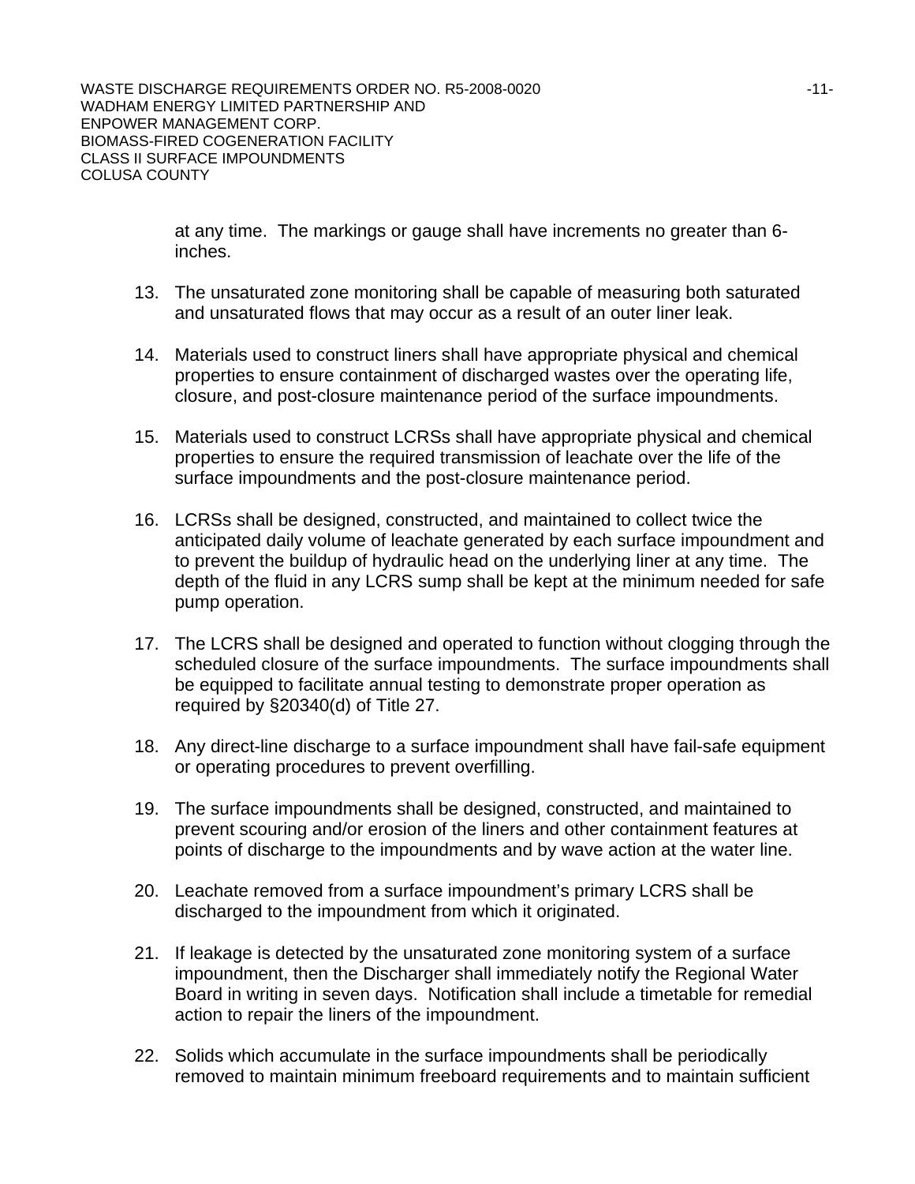at any time. The markings or gauge shall have increments no greater than 6-inches.

13. The unsaturated zone monitoring shall be capable of measuring both saturated and unsaturated flows that may occur as a result of an outer liner leak.

14. Materials used to construct liners shall have appropriate physical and chemical properties to ensure containment of discharged wastes over the operating life, closure, and post-closure maintenance period of the surface impoundments.

15. Materials used to construct LCRSs shall have appropriate physical and chemical properties to ensure the required transmission of leachate over the life of the surface impoundments and the post-closure maintenance period.

16. LCRSs shall be designed, constructed, and maintained to collect twice the anticipated daily volume of leachate generated by each surface impoundment and to prevent the buildup of hydraulic head on the underlying liner at any time. The depth of the fluid in any LCRS sump shall be kept at the minimum needed for safe pump operation.

17. The LCRS shall be designed and operated to function without clogging through the scheduled closure of the surface impoundments. The surface impoundments shall be equipped to facilitate annual testing to demonstrate proper operation as required by §20340(d) of Title 27.

18. Any direct-line discharge to a surface impoundment shall have fail-safe equipment or operating procedures to prevent overfilling.

19. The surface impoundments shall be designed, constructed, and maintained to prevent scouring and/or erosion of the liners and other containment features at points of discharge to the impoundments and by wave action at the water line.

20. Leachate removed from a surface impoundment's primary LCRS shall be discharged to the impoundment from which it originated.

21. If leakage is detected by the unsaturated zone monitoring system of a surface impoundment, then the Discharger shall immediately notify the Regional Water Board in writing in seven days. Notification shall include a timetable for remedial action to repair the liners of the impoundment.

22. Solids which accumulate in the surface impoundments shall be periodically removed to maintain minimum freeboard requirements and to maintain sufficient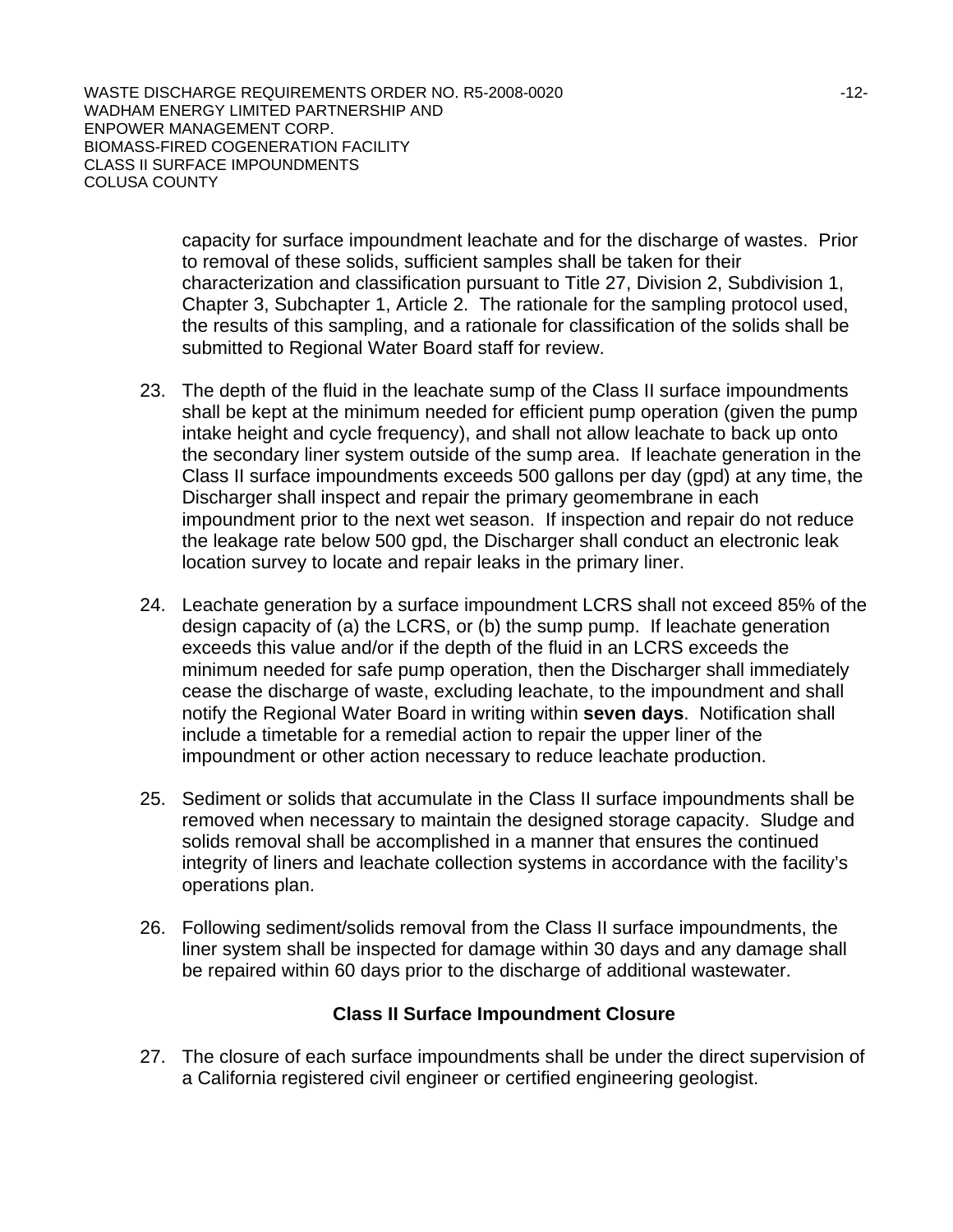capacity for surface impoundment leachate and for the discharge of wastes. Prior to removal of these solids, sufficient samples shall be taken for their characterization and classification pursuant to Title 27, Division 2, Subdivision 1, Chapter 3, Subchapter 1, Article 2. The rationale for the sampling protocol used, the results of this sampling, and a rationale for classification of the solids shall be submitted to Regional Water Board staff for review.

23. The depth of the fluid in the leachate sump of the Class II surface impoundments shall be kept at the minimum needed for efficient pump operation (given the pump intake height and cycle frequency), and shall not allow leachate to back up onto the secondary liner system outside of the sump area. If leachate generation in the Class II surface impoundments exceeds 500 gallons per day (gpd) at any time, the Discharger shall inspect and repair the primary geomembrane in each impoundment prior to the next wet season. If inspection and repair do not reduce the leakage rate below 500 gpd, the Discharger shall conduct an electronic leak location survey to locate and repair leaks in the primary liner.

24. Leachate generation by a surface impoundment LCRS shall not exceed 85% of the design capacity of (a) the LCRS, or (b) the sump pump. If leachate generation exceeds this value and/or if the depth of the fluid in an LCRS exceeds the minimum needed for safe pump operation, then the Discharger shall immediately cease the discharge of waste, excluding leachate, to the impoundment and shall notify the Regional Water Board in writing within **seven days**. Notification shall include a timetable for a remedial action to repair the upper liner of the impoundment or other action necessary to reduce leachate production.

25. Sediment or solids that accumulate in the Class II surface impoundments shall be removed when necessary to maintain the designed storage capacity. Sludge and solids removal shall be accomplished in a manner that ensures the continued integrity of liners and leachate collection systems in accordance with the facility's operations plan.

26. Following sediment/solids removal from the Class II surface impoundments, the liner system shall be inspected for damage within 30 days and any damage shall be repaired within 60 days prior to the discharge of additional wastewater.

### Class II Surface Impoundment Closure

27. The closure of each surface impoundments shall be under the direct supervision of a California registered civil engineer or certified engineering geologist.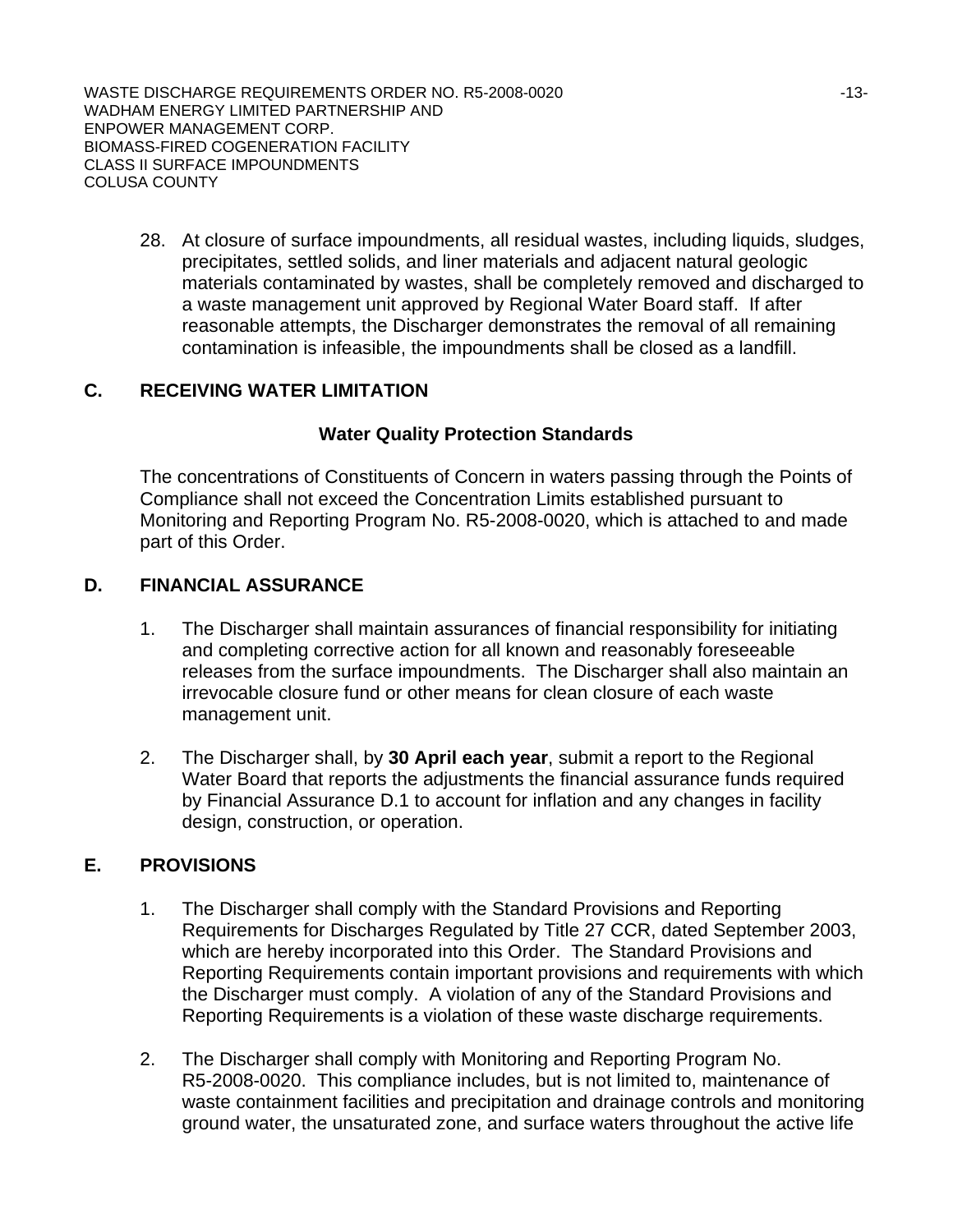28. At closure of surface impoundments, all residual wastes, including liquids, sludges, precipitates, settled solids, and liner materials and adjacent natural geologic materials contaminated by wastes, shall be completely removed and discharged to a waste management unit approved by Regional Water Board staff. If after reasonable attempts, the Discharger demonstrates the removal of all remaining contamination is infeasible, the impoundments shall be closed as a landfill.

## C. RECEIVING WATER LIMITATION

### Water Quality Protection Standards

The concentrations of Constituents of Concern in waters passing through the Points of Compliance shall not exceed the Concentration Limits established pursuant to Monitoring and Reporting Program No. R5-2008-0020, which is attached to and made part of this Order.

## D. FINANCIAL ASSURANCE

1. The Discharger shall maintain assurances of financial responsibility for initiating and completing corrective action for all known and reasonably foreseeable releases from the surface impoundments. The Discharger shall also maintain an irrevocable closure fund or other means for clean closure of each waste management unit.

2. The Discharger shall, by **30 April each year**, submit a report to the Regional Water Board that reports the adjustments the financial assurance funds required by Financial Assurance D.1 to account for inflation and any changes in facility design, construction, or operation.

## E. PROVISIONS

1. The Discharger shall comply with the Standard Provisions and Reporting Requirements for Discharges Regulated by Title 27 CCR, dated September 2003, which are hereby incorporated into this Order. The Standard Provisions and Reporting Requirements contain important provisions and requirements with which the Discharger must comply. A violation of any of the Standard Provisions and Reporting Requirements is a violation of these waste discharge requirements.

2. The Discharger shall comply with Monitoring and Reporting Program No. R5-2008-0020. This compliance includes, but is not limited to, maintenance of waste containment facilities and precipitation and drainage controls and monitoring ground water, the unsaturated zone, and surface waters throughout the active life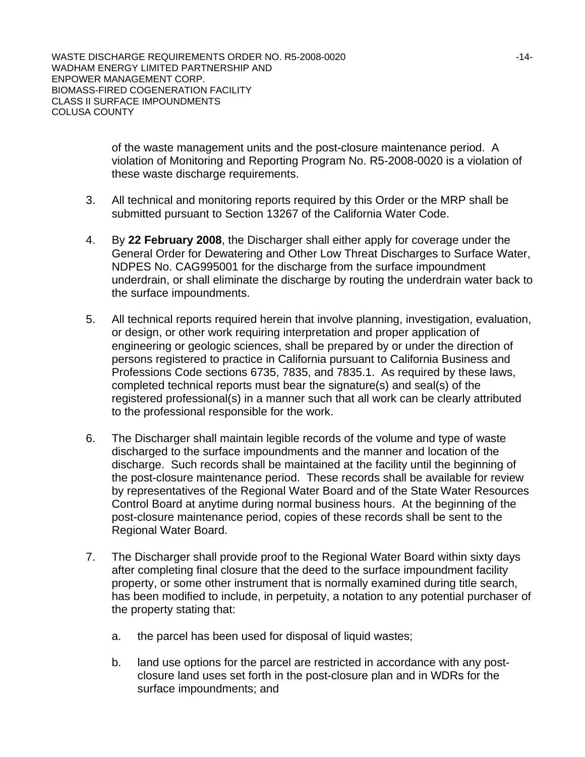of the waste management units and the post-closure maintenance period. A violation of Monitoring and Reporting Program No. R5-2008-0020 is a violation of these waste discharge requirements.

3. All technical and monitoring reports required by this Order or the MRP shall be submitted pursuant to Section 13267 of the California Water Code.

4. By **22 February 2008**, the Discharger shall either apply for coverage under the General Order for Dewatering and Other Low Threat Discharges to Surface Water, NDPES No. CAG995001 for the discharge from the surface impoundment underdrain, or shall eliminate the discharge by routing the underdrain water back to the surface impoundments.

5. All technical reports required herein that involve planning, investigation, evaluation, or design, or other work requiring interpretation and proper application of engineering or geologic sciences, shall be prepared by or under the direction of persons registered to practice in California pursuant to California Business and Professions Code sections 6735, 7835, and 7835.1. As required by these laws, completed technical reports must bear the signature(s) and seal(s) of the registered professional(s) in a manner such that all work can be clearly attributed to the professional responsible for the work.

6. The Discharger shall maintain legible records of the volume and type of waste discharged to the surface impoundments and the manner and location of the discharge. Such records shall be maintained at the facility until the beginning of the post-closure maintenance period. These records shall be available for review by representatives of the Regional Water Board and of the State Water Resources Control Board at anytime during normal business hours. At the beginning of the post-closure maintenance period, copies of these records shall be sent to the Regional Water Board.

7. The Discharger shall provide proof to the Regional Water Board within sixty days after completing final closure that the deed to the surface impoundment facility property, or some other instrument that is normally examined during title search, has been modified to include, in perpetuity, a notation to any potential purchaser of the property stating that:

   a. the parcel has been used for disposal of liquid wastes;

   b. land use options for the parcel are restricted in accordance with any post-closure land uses set forth in the post-closure plan and in WDRs for the surface impoundments; and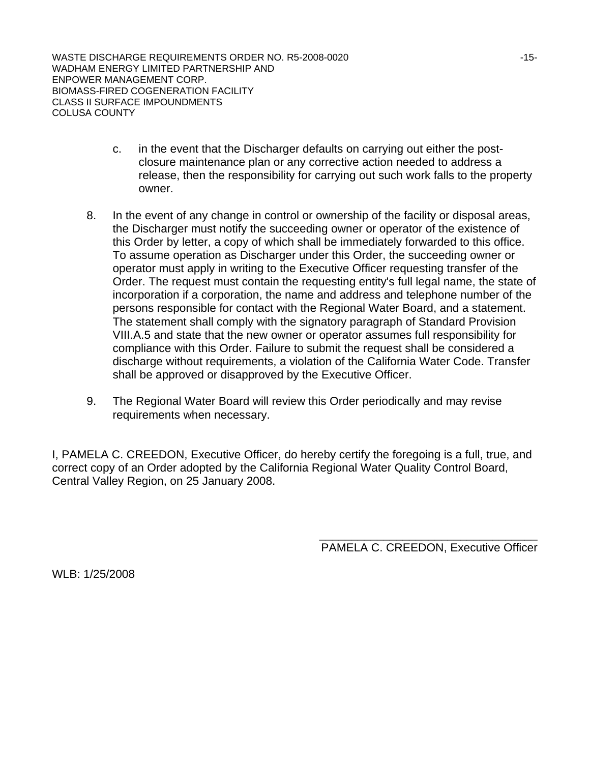c. in the event that the Discharger defaults on carrying out either the post-closure maintenance plan or any corrective action needed to address a release, then the responsibility for carrying out such work falls to the property owner.

8. In the event of any change in control or ownership of the facility or disposal areas, the Discharger must notify the succeeding owner or operator of the existence of this Order by letter, a copy of which shall be immediately forwarded to this office. To assume operation as Discharger under this Order, the succeeding owner or operator must apply in writing to the Executive Officer requesting transfer of the Order. The request must contain the requesting entity's full legal name, the state of incorporation if a corporation, the name and address and telephone number of the persons responsible for contact with the Regional Water Board, and a statement. The statement shall comply with the signatory paragraph of Standard Provision VIII.A.5 and state that the new owner or operator assumes full responsibility for compliance with this Order. Failure to submit the request shall be considered a discharge without requirements, a violation of the California Water Code. Transfer shall be approved or disapproved by the Executive Officer.

9. The Regional Water Board will review this Order periodically and may revise requirements when necessary.

I, PAMELA C. CREEDON, Executive Officer, do hereby certify the foregoing is a full, true, and correct copy of an Order adopted by the California Regional Water Quality Control Board, Central Valley Region, on 25 January 2008.

\_\_\_\_\_\_\_\_\_\_\_\_\_\_\_\_\_\_\_\_\_\_\_\_\_\_\_\_\_\_\_\_\_\_\_

PAMELA C. CREEDON, Executive Officer

WLB: 1/25/2008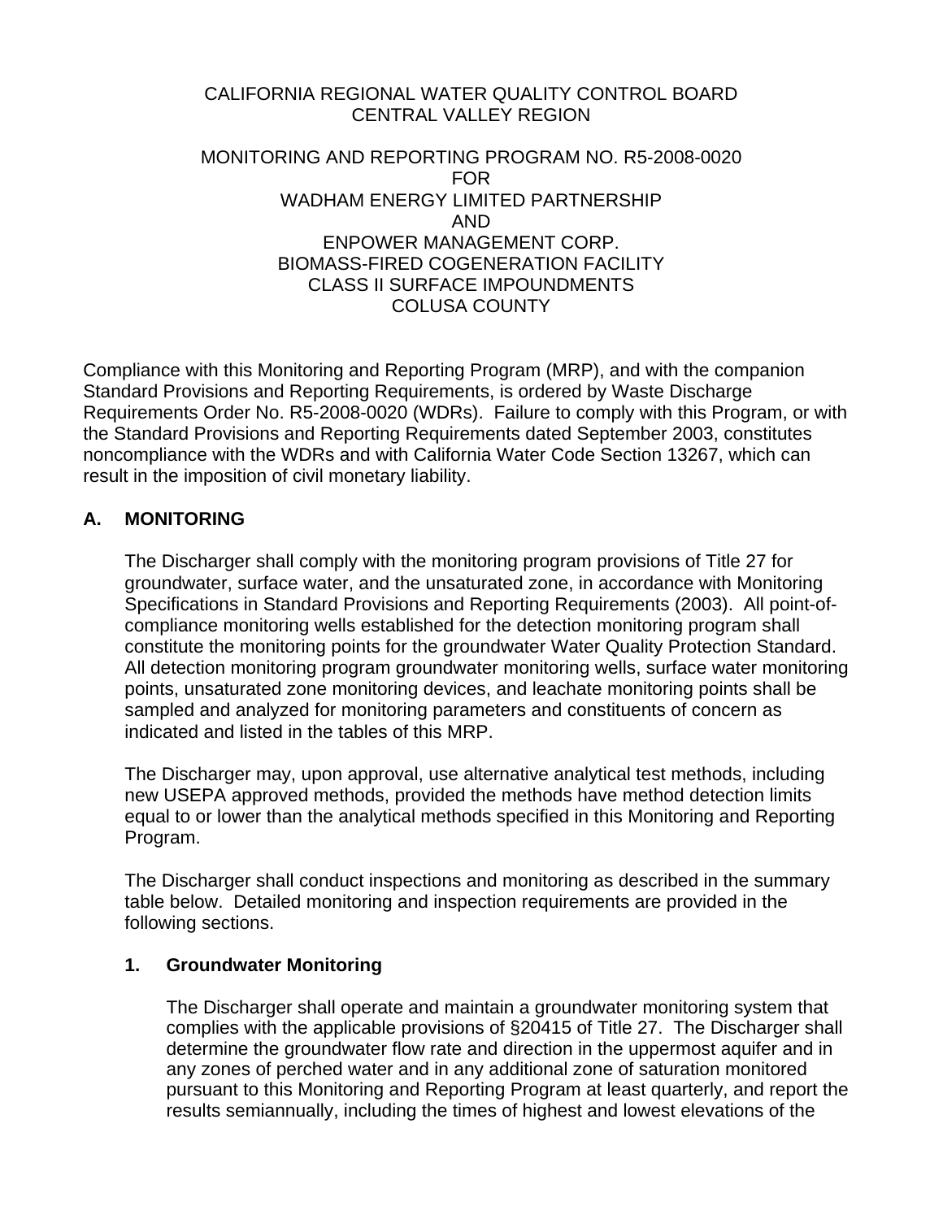CALIFORNIA REGIONAL WATER QUALITY CONTROL BOARD
CENTRAL VALLEY REGION

MONITORING AND REPORTING PROGRAM NO. R5-2008-0020
FOR
WADHAM ENERGY LIMITED PARTNERSHIP
AND
ENPOWER MANAGEMENT CORP.
BIOMASS-FIRED COGENERATION FACILITY
CLASS II SURFACE IMPOUNDMENTS
COLUSA COUNTY

Compliance with this Monitoring and Reporting Program (MRP), and with the companion Standard Provisions and Reporting Requirements, is ordered by Waste Discharge Requirements Order No. R5-2008-0020 (WDRs). Failure to comply with this Program, or with the Standard Provisions and Reporting Requirements dated September 2003, constitutes noncompliance with the WDRs and with California Water Code Section 13267, which can result in the imposition of civil monetary liability.

## A. MONITORING

The Discharger shall comply with the monitoring program provisions of Title 27 for groundwater, surface water, and the unsaturated zone, in accordance with Monitoring Specifications in Standard Provisions and Reporting Requirements (2003). All point-of-compliance monitoring wells established for the detection monitoring program shall constitute the monitoring points for the groundwater Water Quality Protection Standard. All detection monitoring program groundwater monitoring wells, surface water monitoring points, unsaturated zone monitoring devices, and leachate monitoring points shall be sampled and analyzed for monitoring parameters and constituents of concern as indicated and listed in the tables of this MRP.

The Discharger may, upon approval, use alternative analytical test methods, including new USEPA approved methods, provided the methods have method detection limits equal to or lower than the analytical methods specified in this Monitoring and Reporting Program.

The Discharger shall conduct inspections and monitoring as described in the summary table below. Detailed monitoring and inspection requirements are provided in the following sections.

### 1. Groundwater Monitoring

The Discharger shall operate and maintain a groundwater monitoring system that complies with the applicable provisions of §20415 of Title 27. The Discharger shall determine the groundwater flow rate and direction in the uppermost aquifer and in any zones of perched water and in any additional zone of saturation monitored pursuant to this Monitoring and Reporting Program at least quarterly, and report the results semiannually, including the times of highest and lowest elevations of the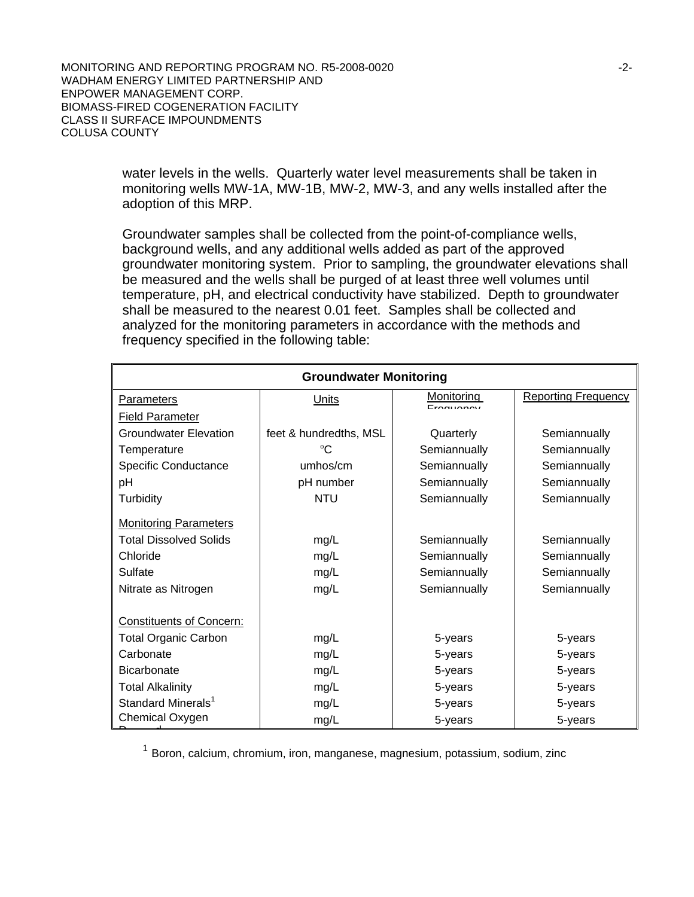water levels in the wells. Quarterly water level measurements shall be taken in monitoring wells MW-1A, MW-1B, MW-2, MW-3, and any wells installed after the adoption of this MRP.

Groundwater samples shall be collected from the point-of-compliance wells, background wells, and any additional wells added as part of the approved groundwater monitoring system. Prior to sampling, the groundwater elevations shall be measured and the wells shall be purged of at least three well volumes until temperature, pH, and electrical conductivity have stabilized. Depth to groundwater shall be measured to the nearest 0.01 feet. Samples shall be collected and analyzed for the monitoring parameters in accordance with the methods and frequency specified in the following table:

| **Groundwater Monitoring** | | | |
|---|---|---|---|
| Parameters | Units | Monitoring Frequency | Reporting Frequency |
| Field Parameter | | | |
| Groundwater Elevation | feet & hundredths, MSL | Quarterly | Semiannually |
| Temperature | °C | Semiannually | Semiannually |
| Specific Conductance | umhos/cm | Semiannually | Semiannually |
| pH | pH number | Semiannually | Semiannually |
| Turbidity | NTU | Semiannually | Semiannually |
| Monitoring Parameters | | | |
| Total Dissolved Solids | mg/L | Semiannually | Semiannually |
| Chloride | mg/L | Semiannually | Semiannually |
| Sulfate | mg/L | Semiannually | Semiannually |
| Nitrate as Nitrogen | mg/L | Semiannually | Semiannually |
| Constituents of Concern: | | | |
| Total Organic Carbon | mg/L | 5-years | 5-years |
| Carbonate | mg/L | 5-years | 5-years |
| Bicarbonate | mg/L | 5-years | 5-years |
| Total Alkalinity | mg/L | 5-years | 5-years |
| Standard Minerals[1] | mg/L | 5-years | 5-years |
| Chemical Oxygen Demand | mg/L | 5-years | 5-years |

[1] Boron, calcium, chromium, iron, manganese, magnesium, potassium, sodium, zinc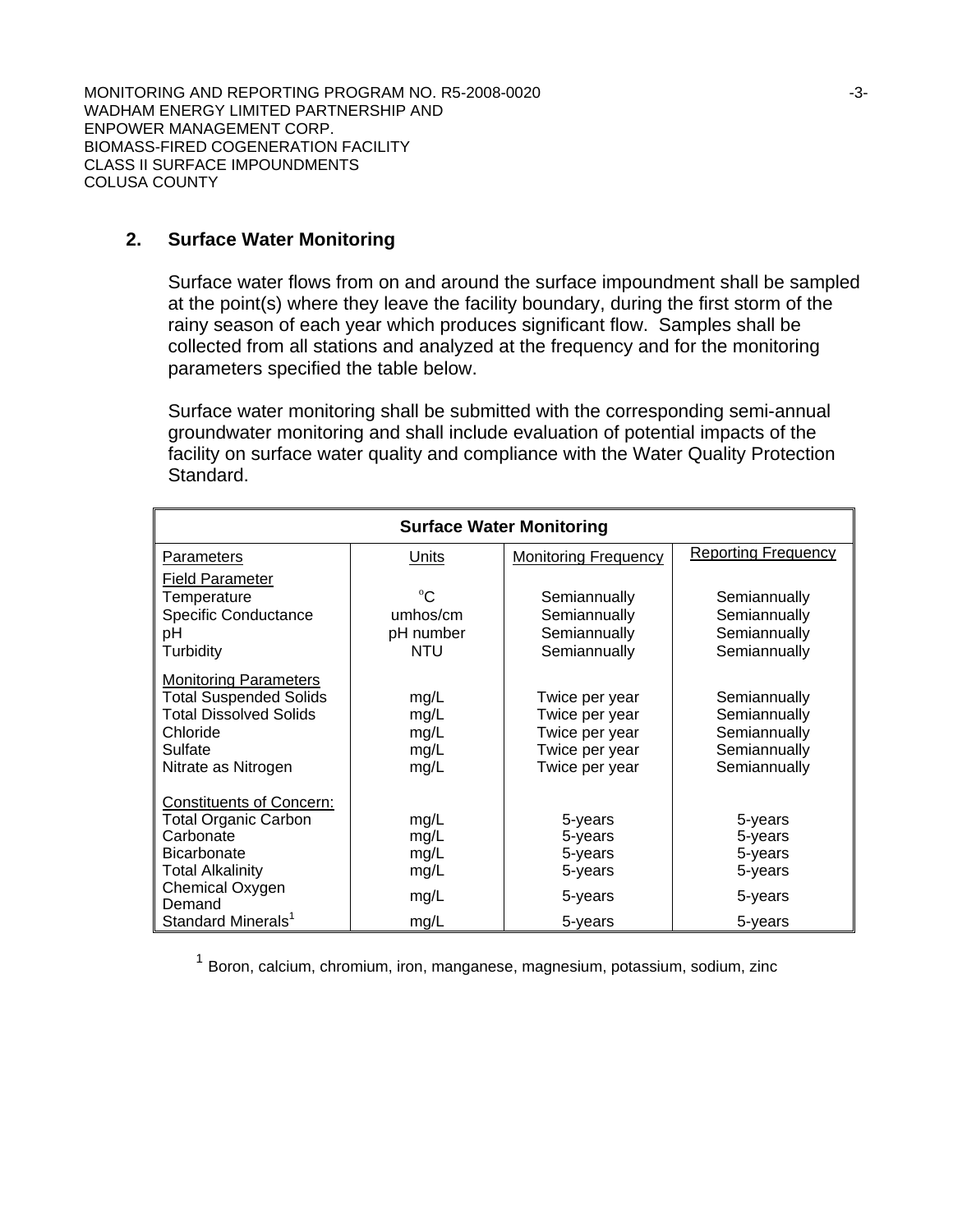## 2. Surface Water Monitoring

Surface water flows from on and around the surface impoundment shall be sampled at the point(s) where they leave the facility boundary, during the first storm of the rainy season of each year which produces significant flow. Samples shall be collected from all stations and analyzed at the frequency and for the monitoring parameters specified the table below.

Surface water monitoring shall be submitted with the corresponding semi-annual groundwater monitoring and shall include evaluation of potential impacts of the facility on surface water quality and compliance with the Water Quality Protection Standard.

| Surface Water Monitoring | | | |
|---|---|---|---|
| Parameters | Units | Monitoring Frequency | Reporting Frequency |
| Field Parameter | | | |
| Temperature | °C | Semiannually | Semiannually |
| Specific Conductance | umhos/cm | Semiannually | Semiannually |
| pH | pH number | Semiannually | Semiannually |
| Turbidity | NTU | Semiannually | Semiannually |
| Monitoring Parameters | | | |
| Total Suspended Solids | mg/L | Twice per year | Semiannually |
| Total Dissolved Solids | mg/L | Twice per year | Semiannually |
| Chloride | mg/L | Twice per year | Semiannually |
| Sulfate | mg/L | Twice per year | Semiannually |
| Nitrate as Nitrogen | mg/L | Twice per year | Semiannually |
| Constituents of Concern: | | | |
| Total Organic Carbon | mg/L | 5-years | 5-years |
| Carbonate | mg/L | 5-years | 5-years |
| Bicarbonate | mg/L | 5-years | 5-years |
| Total Alkalinity | mg/L | 5-years | 5-years |
| Chemical Oxygen Demand | mg/L | 5-years | 5-years |
| Standard Minerals[1] | mg/L | 5-years | 5-years |

[1] Boron, calcium, chromium, iron, manganese, magnesium, potassium, sodium, zinc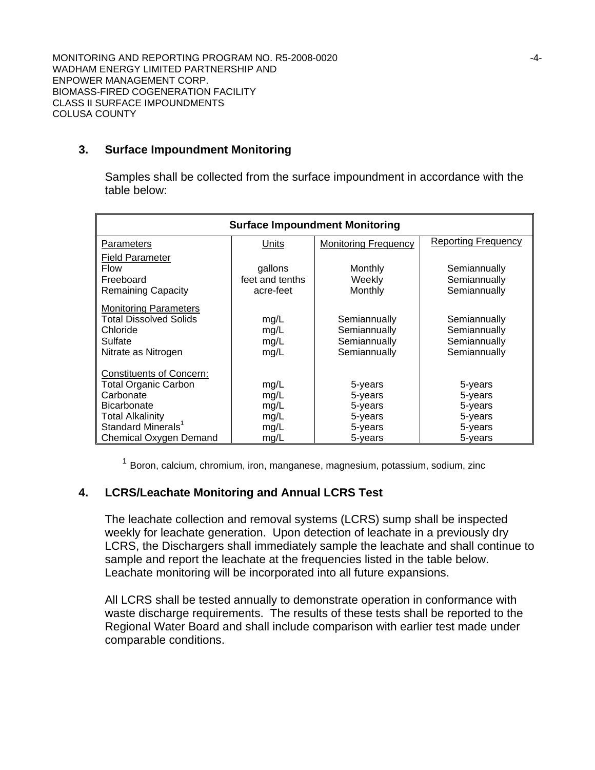### 3. Surface Impoundment Monitoring

Samples shall be collected from the surface impoundment in accordance with the table below:

| Surface Impoundment Monitoring | | | |
|---|---|---|---|
| Parameters | Units | Monitoring Frequency | Reporting Frequency |
| Field Parameter | | | |
| Flow | gallons | Monthly | Semiannually |
| Freeboard | feet and tenths | Weekly | Semiannually |
| Remaining Capacity | acre-feet | Monthly | Semiannually |
| Monitoring Parameters | | | |
| Total Dissolved Solids | mg/L | Semiannually | Semiannually |
| Chloride | mg/L | Semiannually | Semiannually |
| Sulfate | mg/L | Semiannually | Semiannually |
| Nitrate as Nitrogen | mg/L | Semiannually | Semiannually |
| Constituents of Concern: | | | |
| Total Organic Carbon | mg/L | 5-years | 5-years |
| Carbonate | mg/L | 5-years | 5-years |
| Bicarbonate | mg/L | 5-years | 5-years |
| Total Alkalinity | mg/L | 5-years | 5-years |
| Standard Minerals[1] | mg/L | 5-years | 5-years |
| Chemical Oxygen Demand | mg/L | 5-years | 5-years |

[1] Boron, calcium, chromium, iron, manganese, magnesium, potassium, sodium, zinc

### 4. LCRS/Leachate Monitoring and Annual LCRS Test

The leachate collection and removal systems (LCRS) sump shall be inspected weekly for leachate generation. Upon detection of leachate in a previously dry LCRS, the Dischargers shall immediately sample the leachate and shall continue to sample and report the leachate at the frequencies listed in the table below. Leachate monitoring will be incorporated into all future expansions.

All LCRS shall be tested annually to demonstrate operation in conformance with waste discharge requirements. The results of these tests shall be reported to the Regional Water Board and shall include comparison with earlier test made under comparable conditions.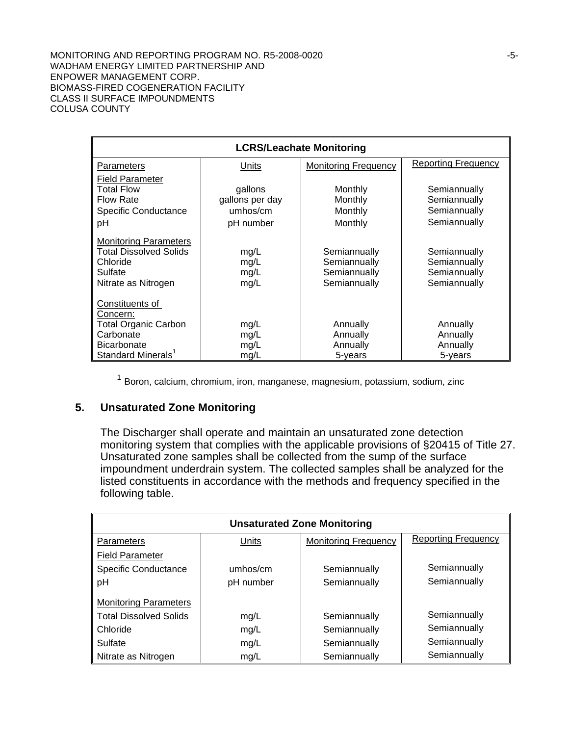| LCRS/Leachate Monitoring | | | |
|---|---|---|---|
| Parameters | Units | Monitoring Frequency | Reporting Frequency |
| Field Parameter | | | |
| Total Flow | gallons | Monthly | Semiannually |
| Flow Rate | gallons per day | Monthly | Semiannually |
| Specific Conductance | umhos/cm | Monthly | Semiannually |
| pH | pH number | Monthly | Semiannually |
| Monitoring Parameters | | | |
| Total Dissolved Solids | mg/L | Semiannually | Semiannually |
| Chloride | mg/L | Semiannually | Semiannually |
| Sulfate | mg/L | Semiannually | Semiannually |
| Nitrate as Nitrogen | mg/L | Semiannually | Semiannually |
| Constituents of Concern: | | | |
| Total Organic Carbon | mg/L | Annually | Annually |
| Carbonate | mg/L | Annually | Annually |
| Bicarbonate | mg/L | Annually | Annually |
| Standard Minerals[1] | mg/L | 5-years | 5-years |

[1] Boron, calcium, chromium, iron, manganese, magnesium, potassium, sodium, zinc

## 5. Unsaturated Zone Monitoring

The Discharger shall operate and maintain an unsaturated zone detection monitoring system that complies with the applicable provisions of §20415 of Title 27. Unsaturated zone samples shall be collected from the sump of the surface impoundment underdrain system. The collected samples shall be analyzed for the listed constituents in accordance with the methods and frequency specified in the following table.

| Unsaturated Zone Monitoring | | | |
|---|---|---|---|
| Parameters | Units | Monitoring Frequency | Reporting Frequency |
| Field Parameter | | | |
| Specific Conductance | umhos/cm | Semiannually | Semiannually |
| pH | pH number | Semiannually | Semiannually |
| Monitoring Parameters | | | |
| Total Dissolved Solids | mg/L | Semiannually | Semiannually |
| Chloride | mg/L | Semiannually | Semiannually |
| Sulfate | mg/L | Semiannually | Semiannually |
| Nitrate as Nitrogen | mg/L | Semiannually | Semiannually |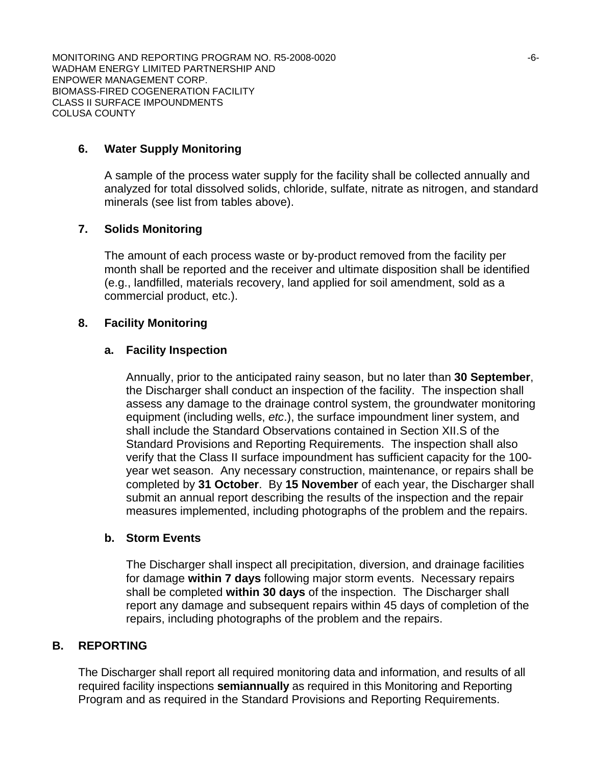### 6. Water Supply Monitoring

A sample of the process water supply for the facility shall be collected annually and analyzed for total dissolved solids, chloride, sulfate, nitrate as nitrogen, and standard minerals (see list from tables above).

### 7. Solids Monitoring

The amount of each process waste or by-product removed from the facility per month shall be reported and the receiver and ultimate disposition shall be identified (e.g., landfilled, materials recovery, land applied for soil amendment, sold as a commercial product, etc.).

### 8. Facility Monitoring

#### a. Facility Inspection

Annually, prior to the anticipated rainy season, but no later than **30 September**, the Discharger shall conduct an inspection of the facility. The inspection shall assess any damage to the drainage control system, the groundwater monitoring equipment (including wells, *etc*.), the surface impoundment liner system, and shall include the Standard Observations contained in Section XII.S of the Standard Provisions and Reporting Requirements. The inspection shall also verify that the Class II surface impoundment has sufficient capacity for the 100-year wet season. Any necessary construction, maintenance, or repairs shall be completed by **31 October**. By **15 November** of each year, the Discharger shall submit an annual report describing the results of the inspection and the repair measures implemented, including photographs of the problem and the repairs.

#### b. Storm Events

The Discharger shall inspect all precipitation, diversion, and drainage facilities for damage **within 7 days** following major storm events. Necessary repairs shall be completed **within 30 days** of the inspection. The Discharger shall report any damage and subsequent repairs within 45 days of completion of the repairs, including photographs of the problem and the repairs.

## B. REPORTING

The Discharger shall report all required monitoring data and information, and results of all required facility inspections **semiannually** as required in this Monitoring and Reporting Program and as required in the Standard Provisions and Reporting Requirements.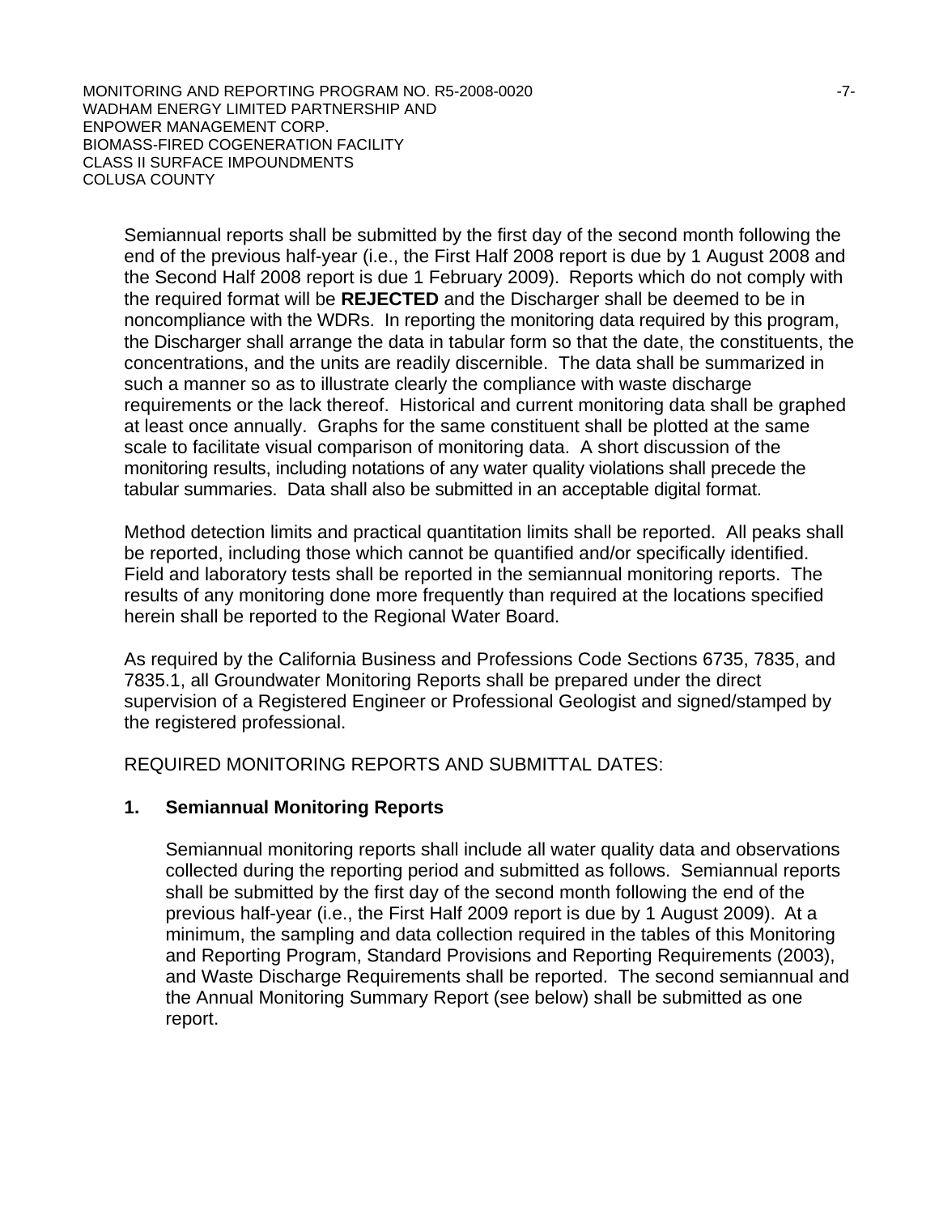Semiannual reports shall be submitted by the first day of the second month following the end of the previous half-year (i.e., the First Half 2008 report is due by 1 August 2008 and the Second Half 2008 report is due 1 February 2009). Reports which do not comply with the required format will be **REJECTED** and the Discharger shall be deemed to be in noncompliance with the WDRs. In reporting the monitoring data required by this program, the Discharger shall arrange the data in tabular form so that the date, the constituents, the concentrations, and the units are readily discernible. The data shall be summarized in such a manner so as to illustrate clearly the compliance with waste discharge requirements or the lack thereof. Historical and current monitoring data shall be graphed at least once annually. Graphs for the same constituent shall be plotted at the same scale to facilitate visual comparison of monitoring data. A short discussion of the monitoring results, including notations of any water quality violations shall precede the tabular summaries. Data shall also be submitted in an acceptable digital format.

Method detection limits and practical quantitation limits shall be reported. All peaks shall be reported, including those which cannot be quantified and/or specifically identified. Field and laboratory tests shall be reported in the semiannual monitoring reports. The results of any monitoring done more frequently than required at the locations specified herein shall be reported to the Regional Water Board.

As required by the California Business and Professions Code Sections 6735, 7835, and 7835.1, all Groundwater Monitoring Reports shall be prepared under the direct supervision of a Registered Engineer or Professional Geologist and signed/stamped by the registered professional.

REQUIRED MONITORING REPORTS AND SUBMITTAL DATES:

**1. Semiannual Monitoring Reports**

Semiannual monitoring reports shall include all water quality data and observations collected during the reporting period and submitted as follows. Semiannual reports shall be submitted by the first day of the second month following the end of the previous half-year (i.e., the First Half 2009 report is due by 1 August 2009). At a minimum, the sampling and data collection required in the tables of this Monitoring and Reporting Program, Standard Provisions and Reporting Requirements (2003), and Waste Discharge Requirements shall be reported. The second semiannual and the Annual Monitoring Summary Report (see below) shall be submitted as one report.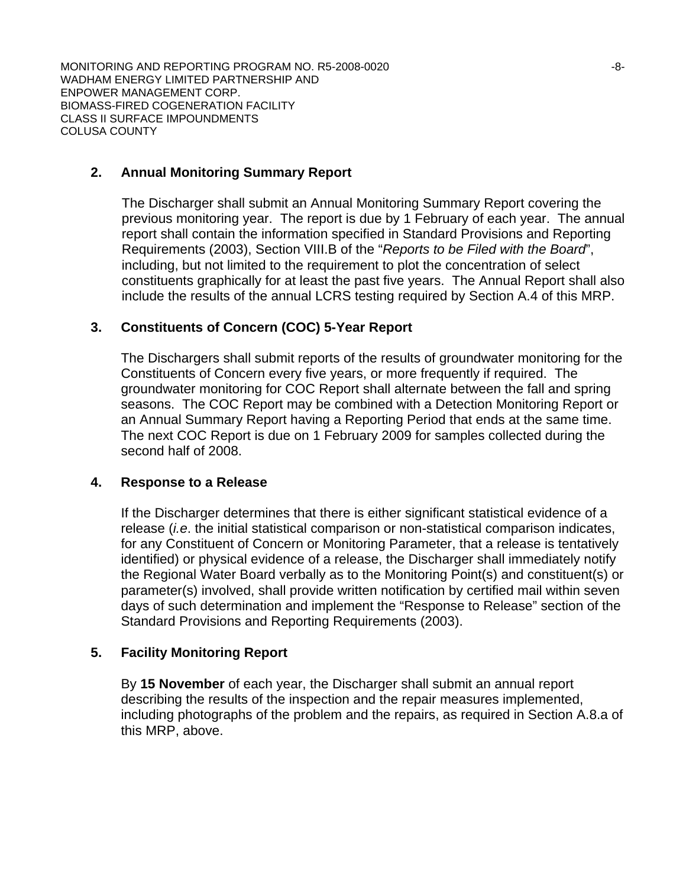**2. Annual Monitoring Summary Report**

The Discharger shall submit an Annual Monitoring Summary Report covering the previous monitoring year. The report is due by 1 February of each year. The annual report shall contain the information specified in Standard Provisions and Reporting Requirements (2003), Section VIII.B of the "*Reports to be Filed with the Board*", including, but not limited to the requirement to plot the concentration of select constituents graphically for at least the past five years. The Annual Report shall also include the results of the annual LCRS testing required by Section A.4 of this MRP.

**3. Constituents of Concern (COC) 5-Year Report**

The Dischargers shall submit reports of the results of groundwater monitoring for the Constituents of Concern every five years, or more frequently if required. The groundwater monitoring for COC Report shall alternate between the fall and spring seasons. The COC Report may be combined with a Detection Monitoring Report or an Annual Summary Report having a Reporting Period that ends at the same time. The next COC Report is due on 1 February 2009 for samples collected during the second half of 2008.

**4. Response to a Release**

If the Discharger determines that there is either significant statistical evidence of a release (*i.e*. the initial statistical comparison or non-statistical comparison indicates, for any Constituent of Concern or Monitoring Parameter, that a release is tentatively identified) or physical evidence of a release, the Discharger shall immediately notify the Regional Water Board verbally as to the Monitoring Point(s) and constituent(s) or parameter(s) involved, shall provide written notification by certified mail within seven days of such determination and implement the "Response to Release" section of the Standard Provisions and Reporting Requirements (2003).

**5. Facility Monitoring Report**

By **15 November** of each year, the Discharger shall submit an annual report describing the results of the inspection and the repair measures implemented, including photographs of the problem and the repairs, as required in Section A.8.a of this MRP, above.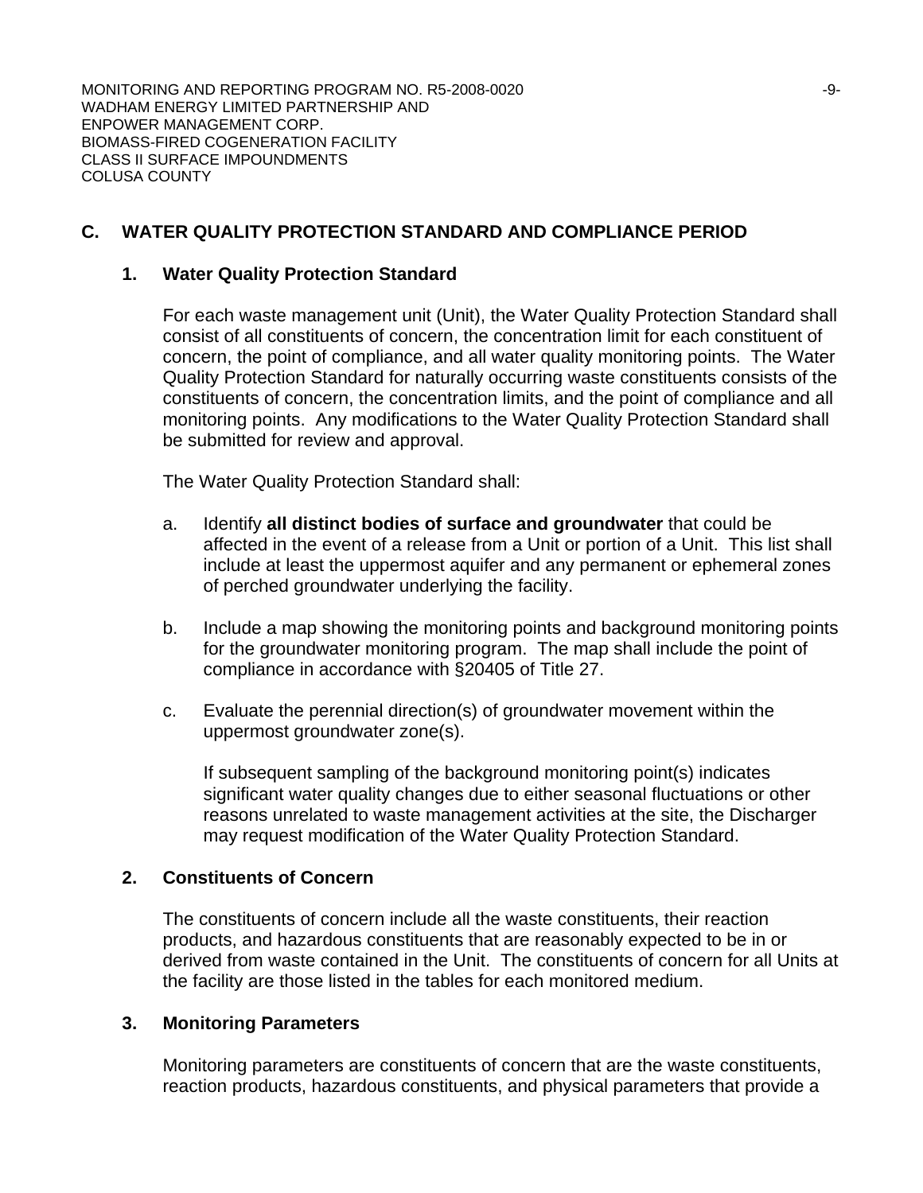## C. WATER QUALITY PROTECTION STANDARD AND COMPLIANCE PERIOD

### 1. Water Quality Protection Standard

For each waste management unit (Unit), the Water Quality Protection Standard shall consist of all constituents of concern, the concentration limit for each constituent of concern, the point of compliance, and all water quality monitoring points. The Water Quality Protection Standard for naturally occurring waste constituents consists of the constituents of concern, the concentration limits, and the point of compliance and all monitoring points. Any modifications to the Water Quality Protection Standard shall be submitted for review and approval.

The Water Quality Protection Standard shall:

a. Identify **all distinct bodies of surface and groundwater** that could be affected in the event of a release from a Unit or portion of a Unit. This list shall include at least the uppermost aquifer and any permanent or ephemeral zones of perched groundwater underlying the facility.

b. Include a map showing the monitoring points and background monitoring points for the groundwater monitoring program. The map shall include the point of compliance in accordance with §20405 of Title 27.

c. Evaluate the perennial direction(s) of groundwater movement within the uppermost groundwater zone(s).

   If subsequent sampling of the background monitoring point(s) indicates significant water quality changes due to either seasonal fluctuations or other reasons unrelated to waste management activities at the site, the Discharger may request modification of the Water Quality Protection Standard.

### 2. Constituents of Concern

The constituents of concern include all the waste constituents, their reaction products, and hazardous constituents that are reasonably expected to be in or derived from waste contained in the Unit. The constituents of concern for all Units at the facility are those listed in the tables for each monitored medium.

### 3. Monitoring Parameters

Monitoring parameters are constituents of concern that are the waste constituents, reaction products, hazardous constituents, and physical parameters that provide a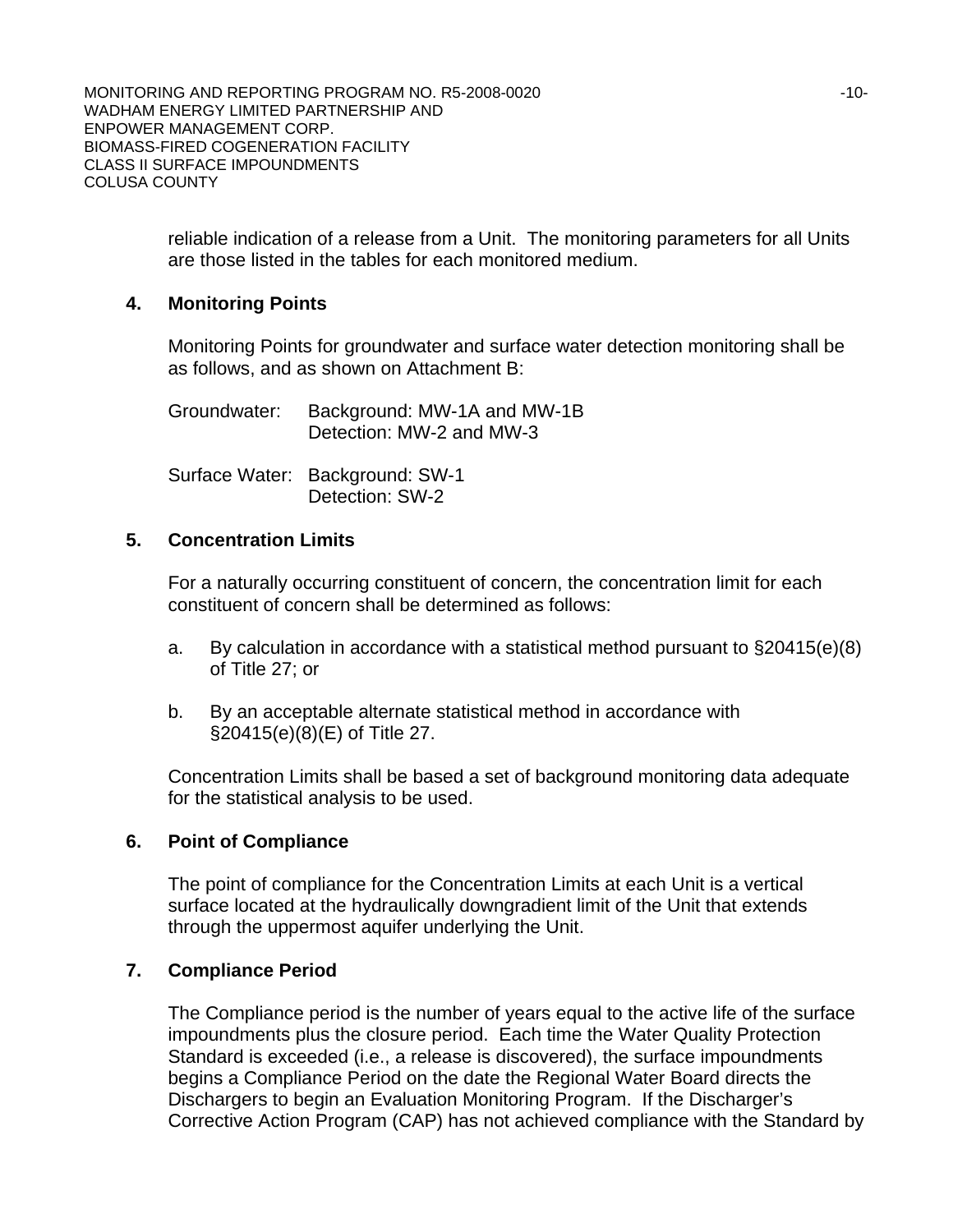reliable indication of a release from a Unit. The monitoring parameters for all Units are those listed in the tables for each monitored medium.

**4. Monitoring Points**

Monitoring Points for groundwater and surface water detection monitoring shall be as follows, and as shown on Attachment B:

Groundwater: Background: MW-1A and MW-1B
Detection: MW-2 and MW-3

Surface Water: Background: SW-1
Detection: SW-2

**5. Concentration Limits**

For a naturally occurring constituent of concern, the concentration limit for each constituent of concern shall be determined as follows:

a. By calculation in accordance with a statistical method pursuant to §20415(e)(8) of Title 27; or

b. By an acceptable alternate statistical method in accordance with §20415(e)(8)(E) of Title 27.

Concentration Limits shall be based a set of background monitoring data adequate for the statistical analysis to be used.

**6. Point of Compliance**

The point of compliance for the Concentration Limits at each Unit is a vertical surface located at the hydraulically downgradient limit of the Unit that extends through the uppermost aquifer underlying the Unit.

**7. Compliance Period**

The Compliance period is the number of years equal to the active life of the surface impoundments plus the closure period. Each time the Water Quality Protection Standard is exceeded (i.e., a release is discovered), the surface impoundments begins a Compliance Period on the date the Regional Water Board directs the Dischargers to begin an Evaluation Monitoring Program. If the Discharger's Corrective Action Program (CAP) has not achieved compliance with the Standard by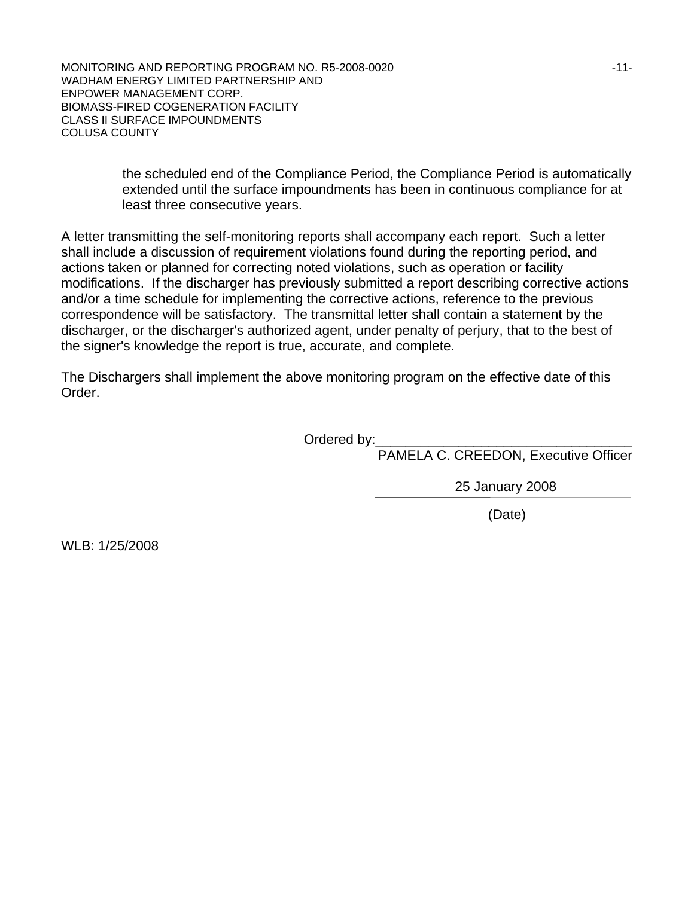the scheduled end of the Compliance Period, the Compliance Period is automatically extended until the surface impoundments has been in continuous compliance for at least three consecutive years.

A letter transmitting the self-monitoring reports shall accompany each report. Such a letter shall include a discussion of requirement violations found during the reporting period, and actions taken or planned for correcting noted violations, such as operation or facility modifications. If the discharger has previously submitted a report describing corrective actions and/or a time schedule for implementing the corrective actions, reference to the previous correspondence will be satisfactory. The transmittal letter shall contain a statement by the discharger, or the discharger's authorized agent, under penalty of perjury, that to the best of the signer's knowledge the report is true, accurate, and complete.

The Dischargers shall implement the above monitoring program on the effective date of this Order.

Ordered by:\_\_\_\_\_\_\_\_\_\_\_\_\_\_\_\_\_\_\_\_\_\_\_\_\_\_\_\_\_\_\_\_\_\_

PAMELA C. CREEDON, Executive Officer

25 January 2008

(Date)

WLB: 1/25/2008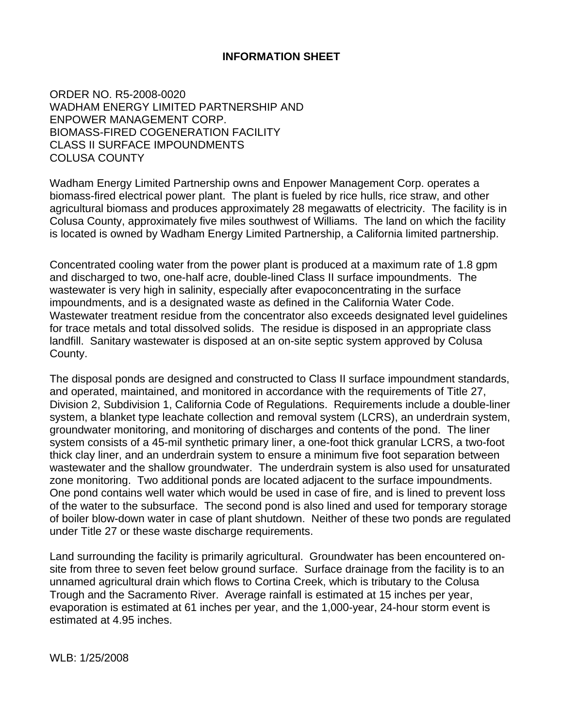# INFORMATION SHEET

ORDER NO. R5-2008-0020
WADHAM ENERGY LIMITED PARTNERSHIP AND
ENPOWER MANAGEMENT CORP.
BIOMASS-FIRED COGENERATION FACILITY
CLASS II SURFACE IMPOUNDMENTS
COLUSA COUNTY

Wadham Energy Limited Partnership owns and Enpower Management Corp. operates a biomass-fired electrical power plant. The plant is fueled by rice hulls, rice straw, and other agricultural biomass and produces approximately 28 megawatts of electricity. The facility is in Colusa County, approximately five miles southwest of Williams. The land on which the facility is located is owned by Wadham Energy Limited Partnership, a California limited partnership.

Concentrated cooling water from the power plant is produced at a maximum rate of 1.8 gpm and discharged to two, one-half acre, double-lined Class II surface impoundments. The wastewater is very high in salinity, especially after evapoconcentrating in the surface impoundments, and is a designated waste as defined in the California Water Code. Wastewater treatment residue from the concentrator also exceeds designated level guidelines for trace metals and total dissolved solids. The residue is disposed in an appropriate class landfill. Sanitary wastewater is disposed at an on-site septic system approved by Colusa County.

The disposal ponds are designed and constructed to Class II surface impoundment standards, and operated, maintained, and monitored in accordance with the requirements of Title 27, Division 2, Subdivision 1, California Code of Regulations. Requirements include a double-liner system, a blanket type leachate collection and removal system (LCRS), an underdrain system, groundwater monitoring, and monitoring of discharges and contents of the pond. The liner system consists of a 45-mil synthetic primary liner, a one-foot thick granular LCRS, a two-foot thick clay liner, and an underdrain system to ensure a minimum five foot separation between wastewater and the shallow groundwater. The underdrain system is also used for unsaturated zone monitoring. Two additional ponds are located adjacent to the surface impoundments. One pond contains well water which would be used in case of fire, and is lined to prevent loss of the water to the subsurface. The second pond is also lined and used for temporary storage of boiler blow-down water in case of plant shutdown. Neither of these two ponds are regulated under Title 27 or these waste discharge requirements.

Land surrounding the facility is primarily agricultural. Groundwater has been encountered on-site from three to seven feet below ground surface. Surface drainage from the facility is to an unnamed agricultural drain which flows to Cortina Creek, which is tributary to the Colusa Trough and the Sacramento River. Average rainfall is estimated at 15 inches per year, evaporation is estimated at 61 inches per year, and the 1,000-year, 24-hour storm event is estimated at 4.95 inches.

WLB: 1/25/2008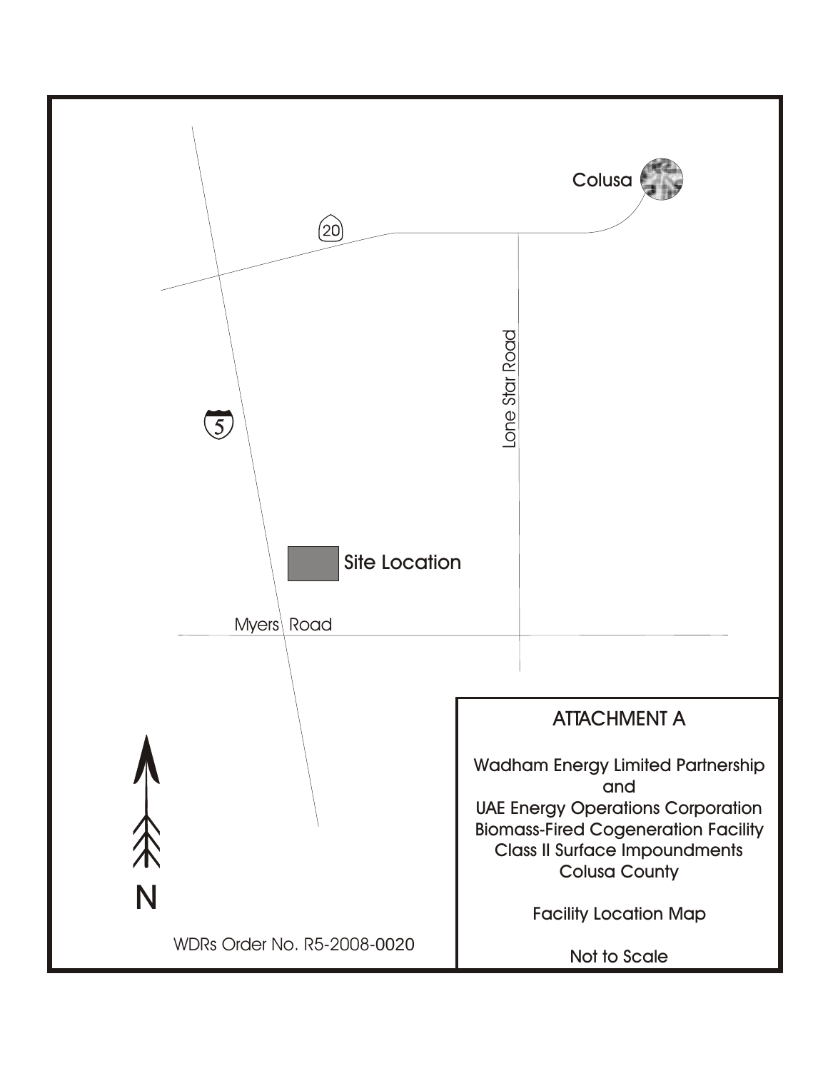Colusa

20

5

Lone Star Road

Site Location

Myers Road

N

WDRs Order No. R5-2008-0020

## ATTACHMENT A

Wadham Energy Limited Partnership
and
UAE Energy Operations Corporation
Biomass-Fired Cogeneration Facility
Class II Surface Impoundments
Colusa County

Facility Location Map

Not to Scale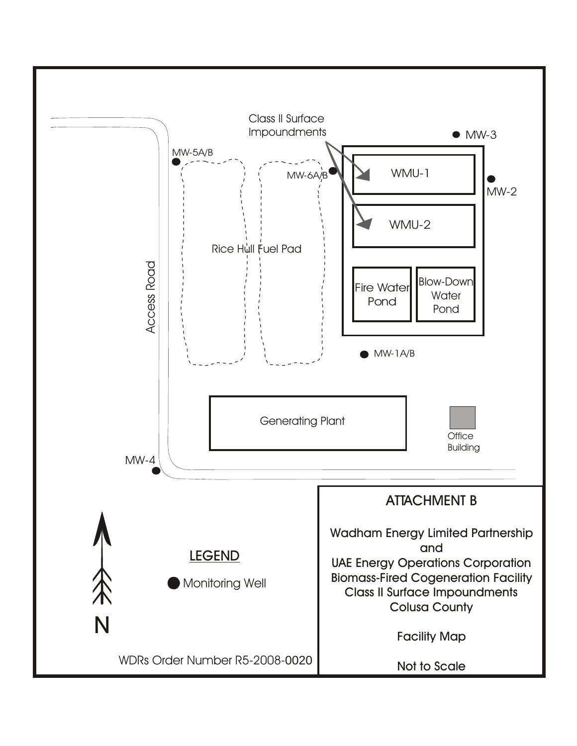Class II Surface Impoundments

MW-3

MW-5A/B

MW-6A/B

WMU-1

MW-2

WMU-2

Rice Hull Fuel Pad

Access Road

Fire Water Pond

Blow-Down Water Pond

MW-1A/B

Generating Plant

Office Building

MW-4

N

LEGEND

Monitoring Well

WDRs Order Number R5-2008-0020

## ATTACHMENT B

Wadham Energy Limited Partnership
and
UAE Energy Operations Corporation
Biomass-Fired Cogeneration Facility
Class II Surface Impoundments
Colusa County

Facility Map

Not to Scale